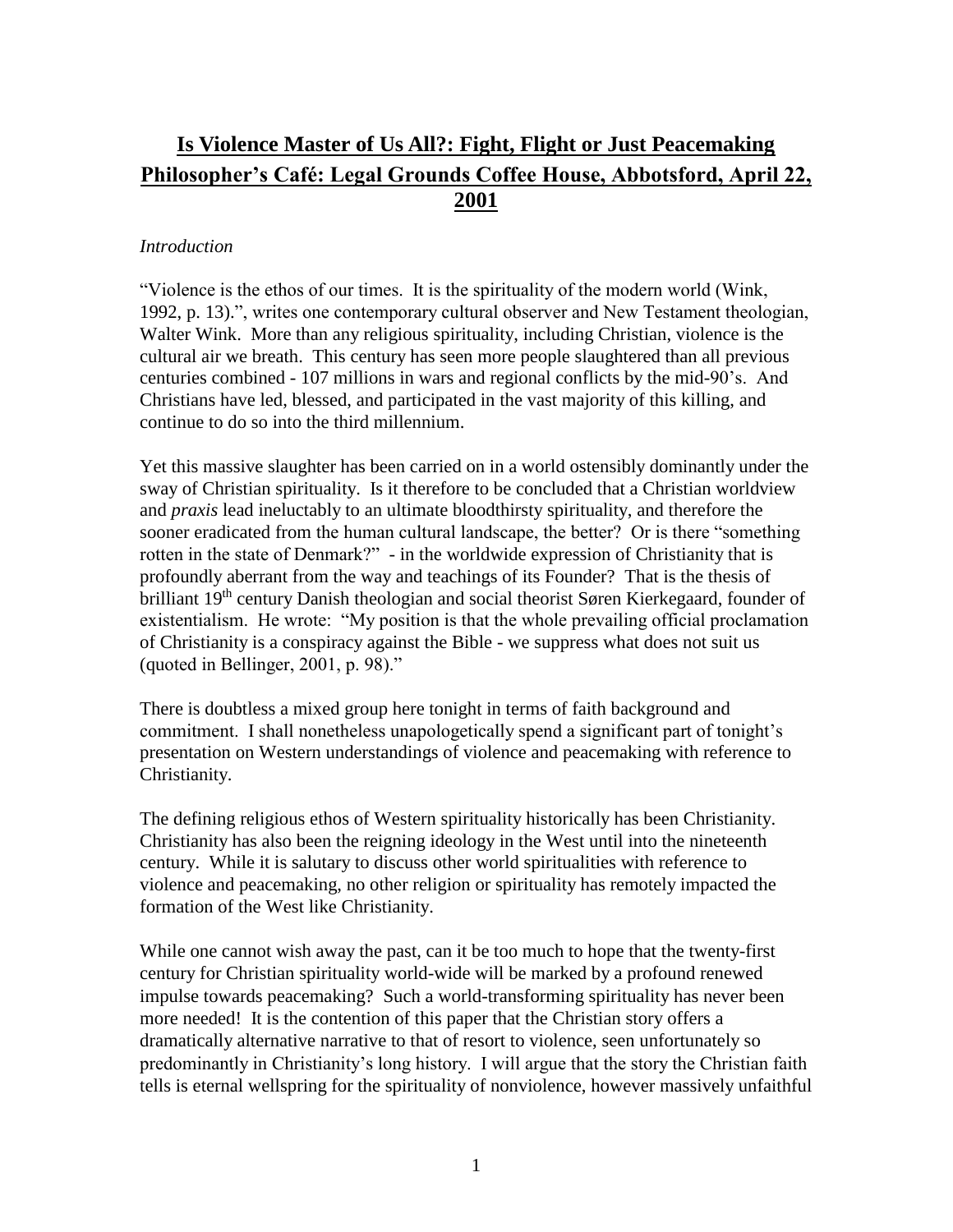# **Is Violence Master of Us All?: Fight, Flight or Just Peacemaking Philosopher's Café: Legal Grounds Coffee House, Abbotsford, April 22, 2001**

*Introduction*

"Violence is the ethos of our times. It is the spirituality of the modern world (Wink, 1992, p. 13).", writes one contemporary cultural observer and New Testament theologian, Walter Wink. More than any religious spirituality, including Christian, violence is the cultural air we breath. This century has seen more people slaughtered than all previous centuries combined - 107 millions in wars and regional conflicts by the mid-90's. And Christians have led, blessed, and participated in the vast majority of this killing, and continue to do so into the third millennium.

Yet this massive slaughter has been carried on in a world ostensibly dominantly under the sway of Christian spirituality. Is it therefore to be concluded that a Christian worldview and *praxis* lead ineluctably to an ultimate bloodthirsty spirituality, and therefore the sooner eradicated from the human cultural landscape, the better? Or is there "something rotten in the state of Denmark?" - in the worldwide expression of Christianity that is profoundly aberrant from the way and teachings of its Founder? That is the thesis of brilliant 19th century Danish theologian and social theorist Søren Kierkegaard, founder of existentialism. He wrote: "My position is that the whole prevailing official proclamation of Christianity is a conspiracy against the Bible - we suppress what does not suit us (quoted in Bellinger, 2001, p. 98)."

There is doubtless a mixed group here tonight in terms of faith background and commitment. I shall nonetheless unapologetically spend a significant part of tonight's presentation on Western understandings of violence and peacemaking with reference to Christianity.

The defining religious ethos of Western spirituality historically has been Christianity. Christianity has also been the reigning ideology in the West until into the nineteenth century. While it is salutary to discuss other world spiritualities with reference to violence and peacemaking, no other religion or spirituality has remotely impacted the formation of the West like Christianity.

While one cannot wish away the past, can it be too much to hope that the twenty-first century for Christian spirituality world-wide will be marked by a profound renewed impulse towards peacemaking? Such a world-transforming spirituality has never been more needed! It is the contention of this paper that the Christian story offers a dramatically alternative narrative to that of resort to violence, seen unfortunately so predominantly in Christianity's long history. I will argue that the story the Christian faith tells is eternal wellspring for the spirituality of nonviolence, however massively unfaithful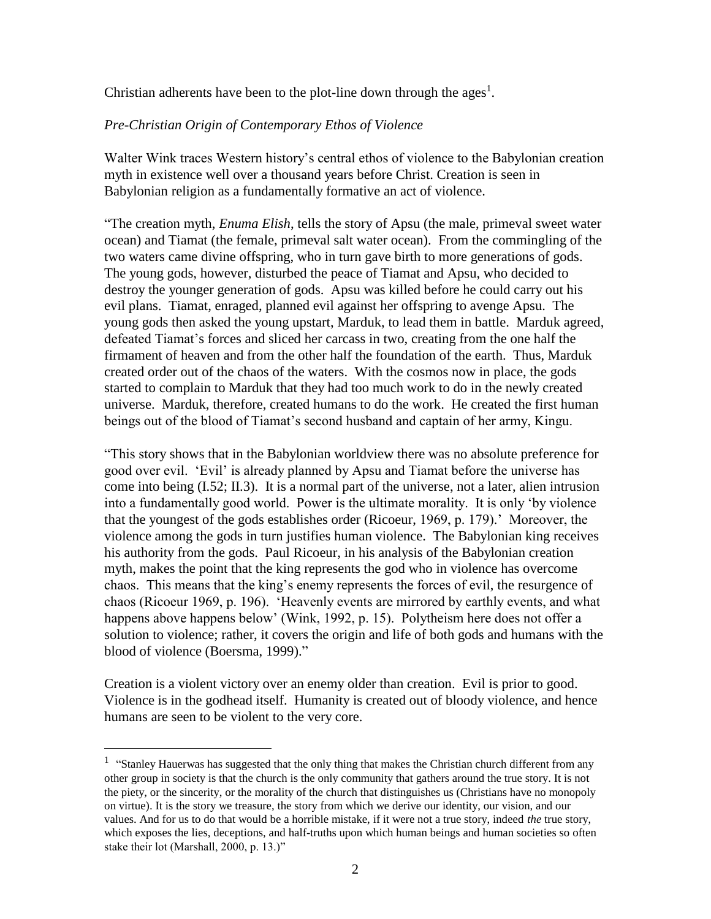Christian adherents have been to the plot-line down through the ages[1].

*Pre-Christian Origin of Contemporary Ethos of Violence*

Walter Wink traces Western history's central ethos of violence to the Babylonian creation myth in existence well over a thousand years before Christ. Creation is seen in Babylonian religion as a fundamentally formative an act of violence.

"The creation myth, *Enuma Elish*, tells the story of Apsu (the male, primeval sweet water ocean) and Tiamat (the female, primeval salt water ocean). From the commingling of the two waters came divine offspring, who in turn gave birth to more generations of gods. The young gods, however, disturbed the peace of Tiamat and Apsu, who decided to destroy the younger generation of gods. Apsu was killed before he could carry out his evil plans. Tiamat, enraged, planned evil against her offspring to avenge Apsu. The young gods then asked the young upstart, Marduk, to lead them in battle. Marduk agreed, defeated Tiamat's forces and sliced her carcass in two, creating from the one half the firmament of heaven and from the other half the foundation of the earth. Thus, Marduk created order out of the chaos of the waters. With the cosmos now in place, the gods started to complain to Marduk that they had too much work to do in the newly created universe. Marduk, therefore, created humans to do the work. He created the first human beings out of the blood of Tiamat's second husband and captain of her army, Kingu.

"This story shows that in the Babylonian worldview there was no absolute preference for good over evil. 'Evil' is already planned by Apsu and Tiamat before the universe has come into being (I.52; II.3). It is a normal part of the universe, not a later, alien intrusion into a fundamentally good world. Power is the ultimate morality. It is only 'by violence that the youngest of the gods establishes order (Ricoeur, 1969, p. 179).' Moreover, the violence among the gods in turn justifies human violence. The Babylonian king receives his authority from the gods. Paul Ricoeur, in his analysis of the Babylonian creation myth, makes the point that the king represents the god who in violence has overcome chaos. This means that the king's enemy represents the forces of evil, the resurgence of chaos (Ricoeur 1969, p. 196). 'Heavenly events are mirrored by earthly events, and what happens above happens below' (Wink, 1992, p. 15). Polytheism here does not offer a solution to violence; rather, it covers the origin and life of both gods and humans with the blood of violence (Boersma, 1999)."

Creation is a violent victory over an enemy older than creation. Evil is prior to good. Violence is in the godhead itself. Humanity is created out of bloody violence, and hence humans are seen to be violent to the very core.

---

[1] "Stanley Hauerwas has suggested that the only thing that makes the Christian church different from any other group in society is that the church is the only community that gathers around the true story. It is not the piety, or the sincerity, or the morality of the church that distinguishes us (Christians have no monopoly on virtue). It is the story we treasure, the story from which we derive our identity, our vision, and our values. And for us to do that would be a horrible mistake, if it were not a true story, indeed *the* true story, which exposes the lies, deceptions, and half-truths upon which human beings and human societies so often stake their lot (Marshall, 2000, p. 13.)"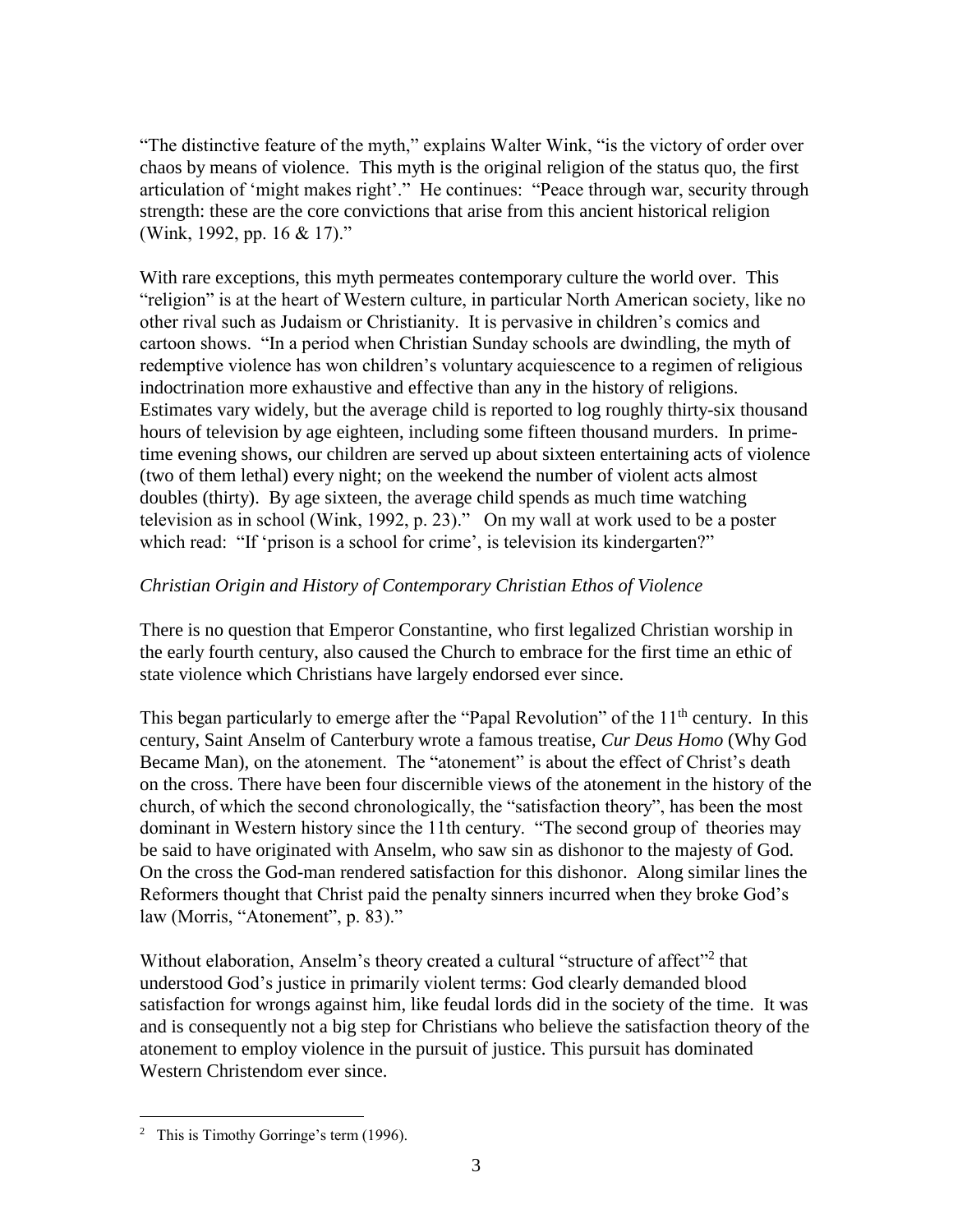"The distinctive feature of the myth," explains Walter Wink, "is the victory of order over chaos by means of violence. This myth is the original religion of the status quo, the first articulation of 'might makes right'." He continues: "Peace through war, security through strength: these are the core convictions that arise from this ancient historical religion (Wink, 1992, pp. 16 & 17)."

With rare exceptions, this myth permeates contemporary culture the world over. This "religion" is at the heart of Western culture, in particular North American society, like no other rival such as Judaism or Christianity. It is pervasive in children's comics and cartoon shows. "In a period when Christian Sunday schools are dwindling, the myth of redemptive violence has won children's voluntary acquiescence to a regimen of religious indoctrination more exhaustive and effective than any in the history of religions. Estimates vary widely, but the average child is reported to log roughly thirty-six thousand hours of television by age eighteen, including some fifteen thousand murders. In prime-time evening shows, our children are served up about sixteen entertaining acts of violence (two of them lethal) every night; on the weekend the number of violent acts almost doubles (thirty). By age sixteen, the average child spends as much time watching television as in school (Wink, 1992, p. 23)." On my wall at work used to be a poster which read: "If 'prison is a school for crime', is television its kindergarten?"

*Christian Origin and History of Contemporary Christian Ethos of Violence*

There is no question that Emperor Constantine, who first legalized Christian worship in the early fourth century, also caused the Church to embrace for the first time an ethic of state violence which Christians have largely endorsed ever since.

This began particularly to emerge after the "Papal Revolution" of the 11th century. In this century, Saint Anselm of Canterbury wrote a famous treatise, *Cur Deus Homo* (Why God Became Man), on the atonement. The "atonement" is about the effect of Christ's death on the cross. There have been four discernible views of the atonement in the history of the church, of which the second chronologically, the "satisfaction theory", has been the most dominant in Western history since the 11th century. "The second group of theories may be said to have originated with Anselm, who saw sin as dishonor to the majesty of God. On the cross the God-man rendered satisfaction for this dishonor. Along similar lines the Reformers thought that Christ paid the penalty sinners incurred when they broke God's law (Morris, "Atonement", p. 83)."

Without elaboration, Anselm's theory created a cultural "structure of affect"[2] that understood God's justice in primarily violent terms: God clearly demanded blood satisfaction for wrongs against him, like feudal lords did in the society of the time. It was and is consequently not a big step for Christians who believe the satisfaction theory of the atonement to employ violence in the pursuit of justice. This pursuit has dominated Western Christendom ever since.

[2] This is Timothy Gorringe's term (1996).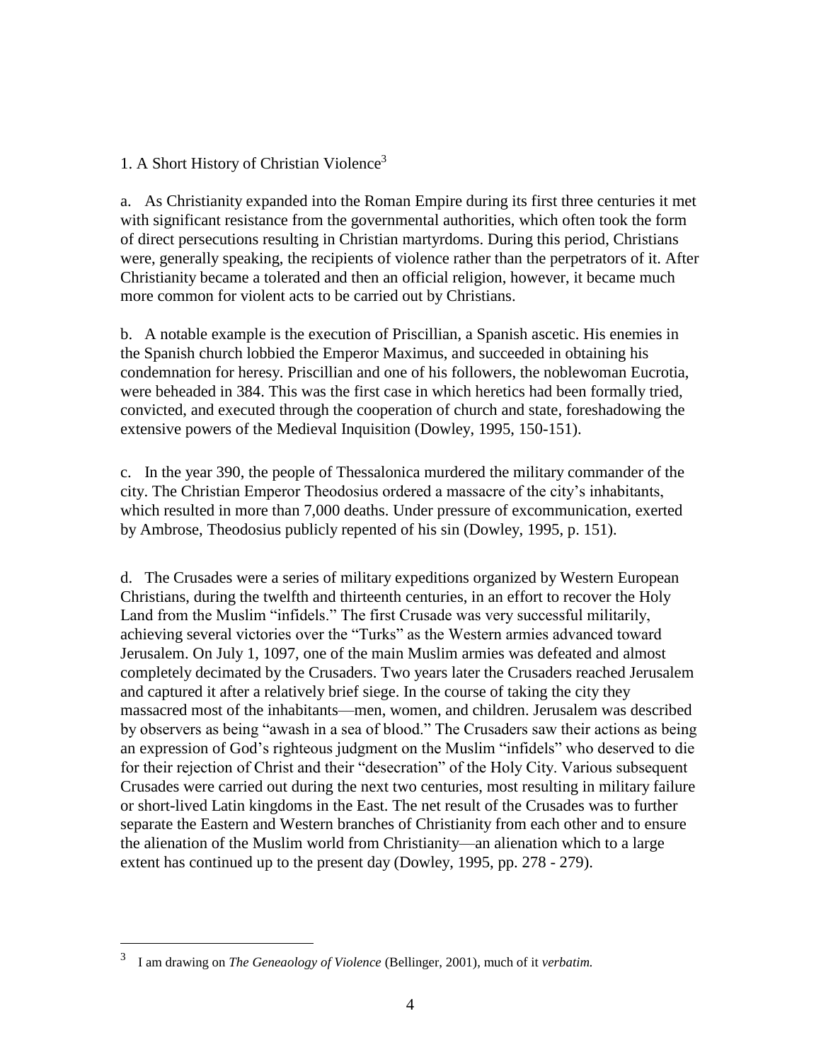## 1. A Short History of Christian Violence[3]

a. As Christianity expanded into the Roman Empire during its first three centuries it met with significant resistance from the governmental authorities, which often took the form of direct persecutions resulting in Christian martyrdoms. During this period, Christians were, generally speaking, the recipients of violence rather than the perpetrators of it. After Christianity became a tolerated and then an official religion, however, it became much more common for violent acts to be carried out by Christians.

b. A notable example is the execution of Priscillian, a Spanish ascetic. His enemies in the Spanish church lobbied the Emperor Maximus, and succeeded in obtaining his condemnation for heresy. Priscillian and one of his followers, the noblewoman Eucrotia, were beheaded in 384. This was the first case in which heretics had been formally tried, convicted, and executed through the cooperation of church and state, foreshadowing the extensive powers of the Medieval Inquisition (Dowley, 1995, 150-151).

c. In the year 390, the people of Thessalonica murdered the military commander of the city. The Christian Emperor Theodosius ordered a massacre of the city's inhabitants, which resulted in more than 7,000 deaths. Under pressure of excommunication, exerted by Ambrose, Theodosius publicly repented of his sin (Dowley, 1995, p. 151).

d. The Crusades were a series of military expeditions organized by Western European Christians, during the twelfth and thirteenth centuries, in an effort to recover the Holy Land from the Muslim "infidels." The first Crusade was very successful militarily, achieving several victories over the "Turks" as the Western armies advanced toward Jerusalem. On July 1, 1097, one of the main Muslim armies was defeated and almost completely decimated by the Crusaders. Two years later the Crusaders reached Jerusalem and captured it after a relatively brief siege. In the course of taking the city they massacred most of the inhabitants—men, women, and children. Jerusalem was described by observers as being "awash in a sea of blood." The Crusaders saw their actions as being an expression of God's righteous judgment on the Muslim "infidels" who deserved to die for their rejection of Christ and their "desecration" of the Holy City. Various subsequent Crusades were carried out during the next two centuries, most resulting in military failure or short-lived Latin kingdoms in the East. The net result of the Crusades was to further separate the Eastern and Western branches of Christianity from each other and to ensure the alienation of the Muslim world from Christianity—an alienation which to a large extent has continued up to the present day (Dowley, 1995, pp. 278 - 279).

---

[3] I am drawing on *The Geneaology of Violence* (Bellinger, 2001), much of it *verbatim.*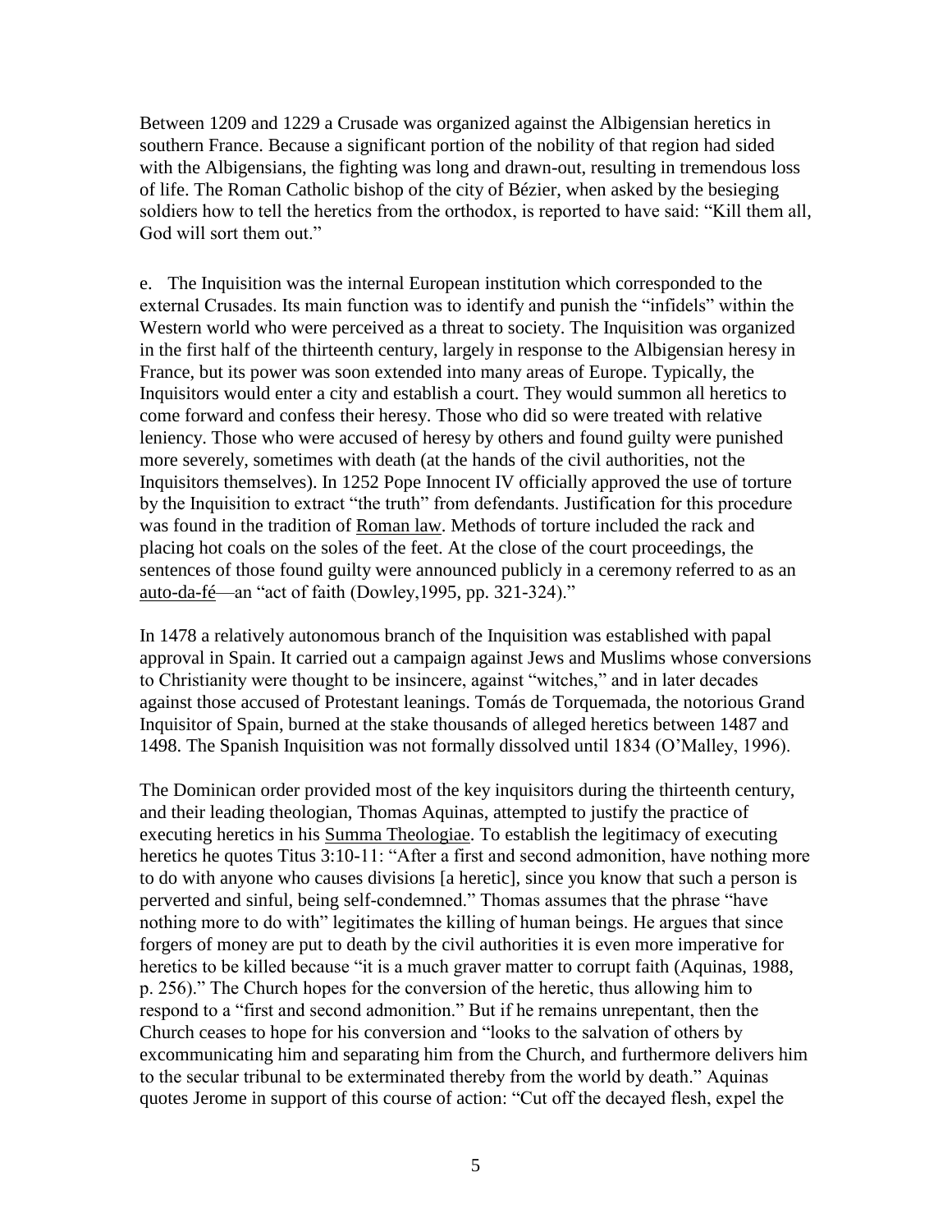Between 1209 and 1229 a Crusade was organized against the Albigensian heretics in southern France. Because a significant portion of the nobility of that region had sided with the Albigensians, the fighting was long and drawn-out, resulting in tremendous loss of life. The Roman Catholic bishop of the city of Bézier, when asked by the besieging soldiers how to tell the heretics from the orthodox, is reported to have said: "Kill them all, God will sort them out."

e. The Inquisition was the internal European institution which corresponded to the external Crusades. Its main function was to identify and punish the "infidels" within the Western world who were perceived as a threat to society. The Inquisition was organized in the first half of the thirteenth century, largely in response to the Albigensian heresy in France, but its power was soon extended into many areas of Europe. Typically, the Inquisitors would enter a city and establish a court. They would summon all heretics to come forward and confess their heresy. Those who did so were treated with relative leniency. Those who were accused of heresy by others and found guilty were punished more severely, sometimes with death (at the hands of the civil authorities, not the Inquisitors themselves). In 1252 Pope Innocent IV officially approved the use of torture by the Inquisition to extract "the truth" from defendants. Justification for this procedure was found in the tradition of Roman law. Methods of torture included the rack and placing hot coals on the soles of the feet. At the close of the court proceedings, the sentences of those found guilty were announced publicly in a ceremony referred to as an auto-da-fé—an "act of faith (Dowley,1995, pp. 321-324)."

In 1478 a relatively autonomous branch of the Inquisition was established with papal approval in Spain. It carried out a campaign against Jews and Muslims whose conversions to Christianity were thought to be insincere, against "witches," and in later decades against those accused of Protestant leanings. Tomás de Torquemada, the notorious Grand Inquisitor of Spain, burned at the stake thousands of alleged heretics between 1487 and 1498. The Spanish Inquisition was not formally dissolved until 1834 (O'Malley, 1996).

The Dominican order provided most of the key inquisitors during the thirteenth century, and their leading theologian, Thomas Aquinas, attempted to justify the practice of executing heretics in his Summa Theologiae. To establish the legitimacy of executing heretics he quotes Titus 3:10-11: "After a first and second admonition, have nothing more to do with anyone who causes divisions [a heretic], since you know that such a person is perverted and sinful, being self-condemned." Thomas assumes that the phrase "have nothing more to do with" legitimates the killing of human beings. He argues that since forgers of money are put to death by the civil authorities it is even more imperative for heretics to be killed because "it is a much graver matter to corrupt faith (Aquinas, 1988, p. 256)." The Church hopes for the conversion of the heretic, thus allowing him to respond to a "first and second admonition." But if he remains unrepentant, then the Church ceases to hope for his conversion and "looks to the salvation of others by excommunicating him and separating him from the Church, and furthermore delivers him to the secular tribunal to be exterminated thereby from the world by death." Aquinas quotes Jerome in support of this course of action: "Cut off the decayed flesh, expel the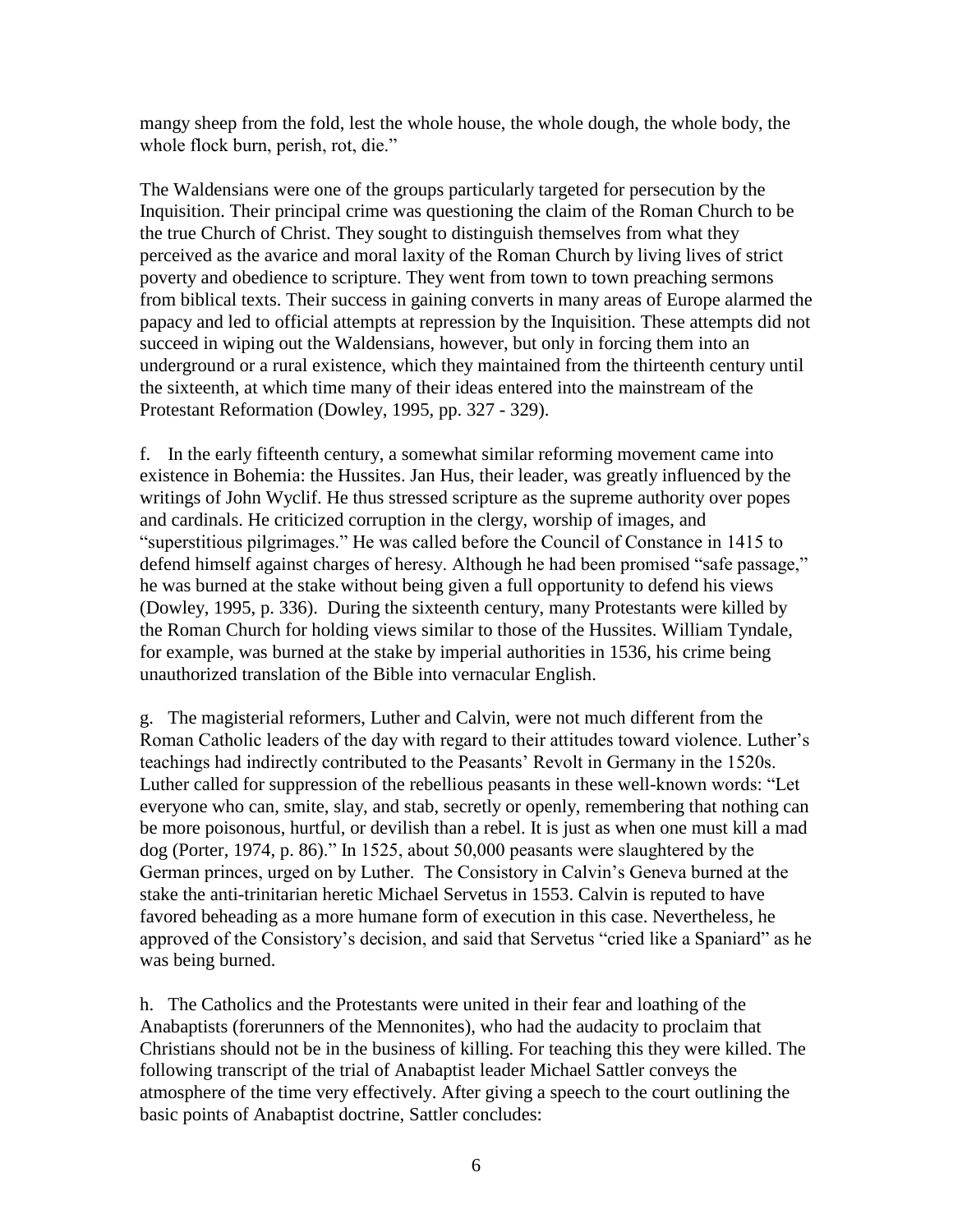mangy sheep from the fold, lest the whole house, the whole dough, the whole body, the whole flock burn, perish, rot, die."

The Waldensians were one of the groups particularly targeted for persecution by the Inquisition. Their principal crime was questioning the claim of the Roman Church to be the true Church of Christ. They sought to distinguish themselves from what they perceived as the avarice and moral laxity of the Roman Church by living lives of strict poverty and obedience to scripture. They went from town to town preaching sermons from biblical texts. Their success in gaining converts in many areas of Europe alarmed the papacy and led to official attempts at repression by the Inquisition. These attempts did not succeed in wiping out the Waldensians, however, but only in forcing them into an underground or a rural existence, which they maintained from the thirteenth century until the sixteenth, at which time many of their ideas entered into the mainstream of the Protestant Reformation (Dowley, 1995, pp. 327 - 329).

f. In the early fifteenth century, a somewhat similar reforming movement came into existence in Bohemia: the Hussites. Jan Hus, their leader, was greatly influenced by the writings of John Wyclif. He thus stressed scripture as the supreme authority over popes and cardinals. He criticized corruption in the clergy, worship of images, and "superstitious pilgrimages." He was called before the Council of Constance in 1415 to defend himself against charges of heresy. Although he had been promised "safe passage," he was burned at the stake without being given a full opportunity to defend his views (Dowley, 1995, p. 336). During the sixteenth century, many Protestants were killed by the Roman Church for holding views similar to those of the Hussites. William Tyndale, for example, was burned at the stake by imperial authorities in 1536, his crime being unauthorized translation of the Bible into vernacular English.

g. The magisterial reformers, Luther and Calvin, were not much different from the Roman Catholic leaders of the day with regard to their attitudes toward violence. Luther's teachings had indirectly contributed to the Peasants' Revolt in Germany in the 1520s. Luther called for suppression of the rebellious peasants in these well-known words: "Let everyone who can, smite, slay, and stab, secretly or openly, remembering that nothing can be more poisonous, hurtful, or devilish than a rebel. It is just as when one must kill a mad dog (Porter, 1974, p. 86)." In 1525, about 50,000 peasants were slaughtered by the German princes, urged on by Luther. The Consistory in Calvin's Geneva burned at the stake the anti-trinitarian heretic Michael Servetus in 1553. Calvin is reputed to have favored beheading as a more humane form of execution in this case. Nevertheless, he approved of the Consistory's decision, and said that Servetus "cried like a Spaniard" as he was being burned.

h. The Catholics and the Protestants were united in their fear and loathing of the Anabaptists (forerunners of the Mennonites), who had the audacity to proclaim that Christians should not be in the business of killing. For teaching this they were killed. The following transcript of the trial of Anabaptist leader Michael Sattler conveys the atmosphere of the time very effectively. After giving a speech to the court outlining the basic points of Anabaptist doctrine, Sattler concludes: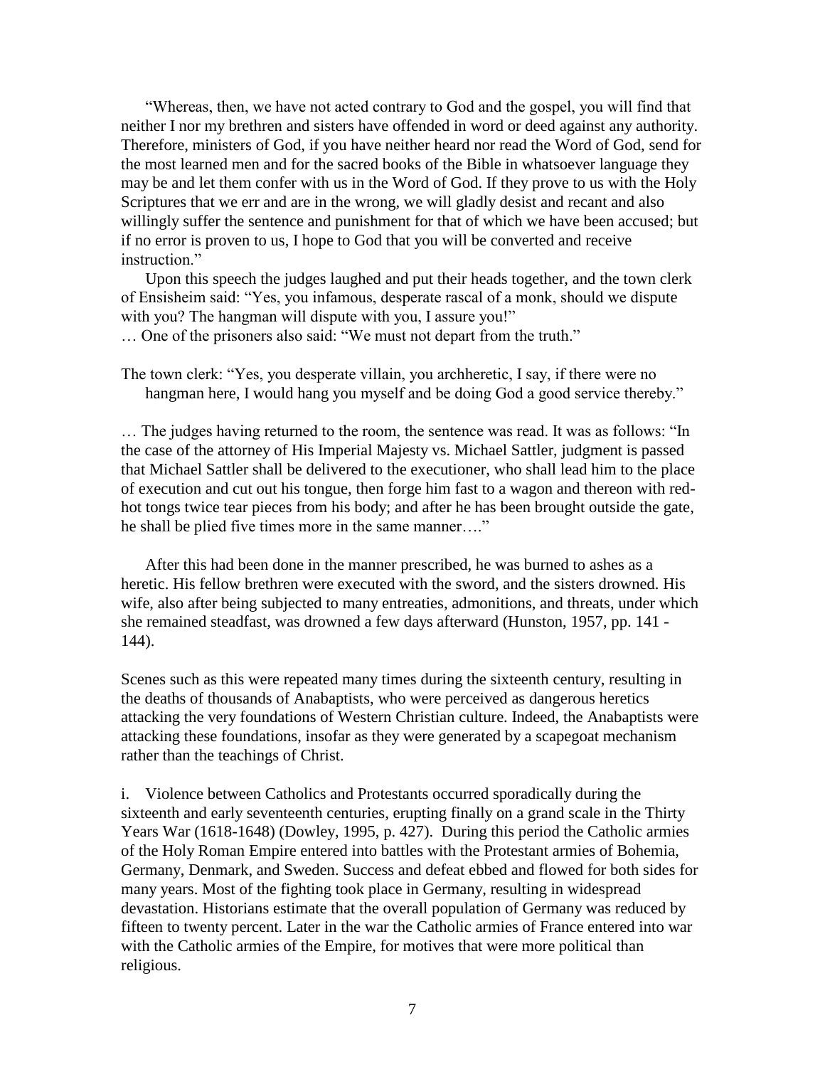"Whereas, then, we have not acted contrary to God and the gospel, you will find that neither I nor my brethren and sisters have offended in word or deed against any authority. Therefore, ministers of God, if you have neither heard nor read the Word of God, send for the most learned men and for the sacred books of the Bible in whatsoever language they may be and let them confer with us in the Word of God. If they prove to us with the Holy Scriptures that we err and are in the wrong, we will gladly desist and recant and also willingly suffer the sentence and punishment for that of which we have been accused; but if no error is proven to us, I hope to God that you will be converted and receive instruction."

Upon this speech the judges laughed and put their heads together, and the town clerk of Ensisheim said: "Yes, you infamous, desperate rascal of a monk, should we dispute with you? The hangman will dispute with you, I assure you!"

… One of the prisoners also said: "We must not depart from the truth."

The town clerk: "Yes, you desperate villain, you archheretic, I say, if there were no hangman here, I would hang you myself and be doing God a good service thereby."

… The judges having returned to the room, the sentence was read. It was as follows: "In the case of the attorney of His Imperial Majesty vs. Michael Sattler, judgment is passed that Michael Sattler shall be delivered to the executioner, who shall lead him to the place of execution and cut out his tongue, then forge him fast to a wagon and thereon with red-hot tongs twice tear pieces from his body; and after he has been brought outside the gate, he shall be plied five times more in the same manner…."

After this had been done in the manner prescribed, he was burned to ashes as a heretic. His fellow brethren were executed with the sword, and the sisters drowned. His wife, also after being subjected to many entreaties, admonitions, and threats, under which she remained steadfast, was drowned a few days afterward (Hunston, 1957, pp. 141 - 144).

Scenes such as this were repeated many times during the sixteenth century, resulting in the deaths of thousands of Anabaptists, who were perceived as dangerous heretics attacking the very foundations of Western Christian culture. Indeed, the Anabaptists were attacking these foundations, insofar as they were generated by a scapegoat mechanism rather than the teachings of Christ.

i. Violence between Catholics and Protestants occurred sporadically during the sixteenth and early seventeenth centuries, erupting finally on a grand scale in the Thirty Years War (1618-1648) (Dowley, 1995, p. 427). During this period the Catholic armies of the Holy Roman Empire entered into battles with the Protestant armies of Bohemia, Germany, Denmark, and Sweden. Success and defeat ebbed and flowed for both sides for many years. Most of the fighting took place in Germany, resulting in widespread devastation. Historians estimate that the overall population of Germany was reduced by fifteen to twenty percent. Later in the war the Catholic armies of France entered into war with the Catholic armies of the Empire, for motives that were more political than religious.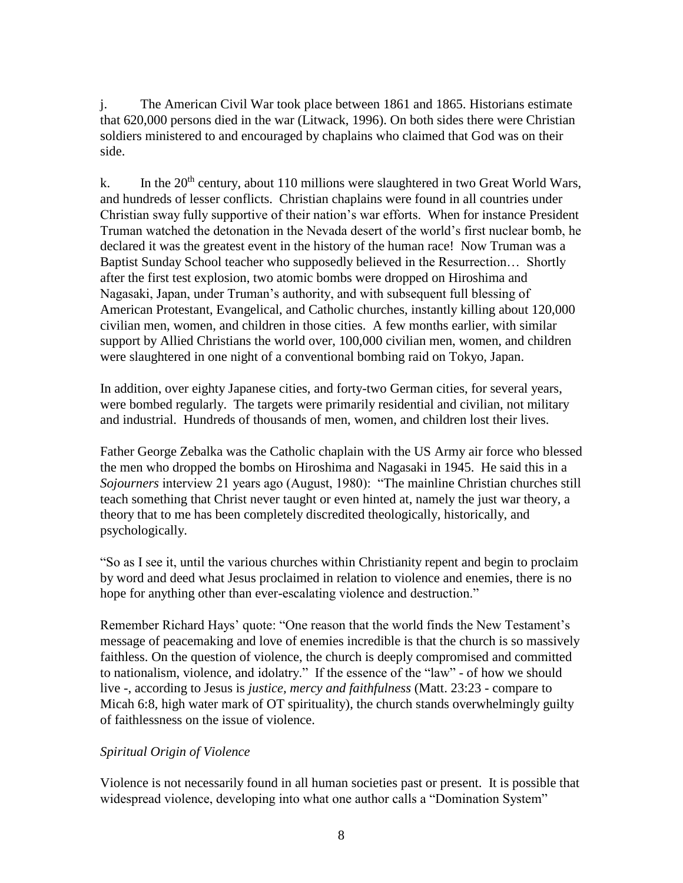j. The American Civil War took place between 1861 and 1865. Historians estimate that 620,000 persons died in the war (Litwack, 1996). On both sides there were Christian soldiers ministered to and encouraged by chaplains who claimed that God was on their side.

k. In the 20th century, about 110 millions were slaughtered in two Great World Wars, and hundreds of lesser conflicts. Christian chaplains were found in all countries under Christian sway fully supportive of their nation's war efforts. When for instance President Truman watched the detonation in the Nevada desert of the world's first nuclear bomb, he declared it was the greatest event in the history of the human race! Now Truman was a Baptist Sunday School teacher who supposedly believed in the Resurrection… Shortly after the first test explosion, two atomic bombs were dropped on Hiroshima and Nagasaki, Japan, under Truman's authority, and with subsequent full blessing of American Protestant, Evangelical, and Catholic churches, instantly killing about 120,000 civilian men, women, and children in those cities. A few months earlier, with similar support by Allied Christians the world over, 100,000 civilian men, women, and children were slaughtered in one night of a conventional bombing raid on Tokyo, Japan.

In addition, over eighty Japanese cities, and forty-two German cities, for several years, were bombed regularly. The targets were primarily residential and civilian, not military and industrial. Hundreds of thousands of men, women, and children lost their lives.

Father George Zebalka was the Catholic chaplain with the US Army air force who blessed the men who dropped the bombs on Hiroshima and Nagasaki in 1945. He said this in a *Sojourners* interview 21 years ago (August, 1980): "The mainline Christian churches still teach something that Christ never taught or even hinted at, namely the just war theory, a theory that to me has been completely discredited theologically, historically, and psychologically.

"So as I see it, until the various churches within Christianity repent and begin to proclaim by word and deed what Jesus proclaimed in relation to violence and enemies, there is no hope for anything other than ever-escalating violence and destruction."

Remember Richard Hays' quote: "One reason that the world finds the New Testament's message of peacemaking and love of enemies incredible is that the church is so massively faithless. On the question of violence, the church is deeply compromised and committed to nationalism, violence, and idolatry." If the essence of the "law" - of how we should live -, according to Jesus is *justice, mercy and faithfulness* (Matt. 23:23 - compare to Micah 6:8, high water mark of OT spirituality), the church stands overwhelmingly guilty of faithlessness on the issue of violence.

*Spiritual Origin of Violence*

Violence is not necessarily found in all human societies past or present. It is possible that widespread violence, developing into what one author calls a "Domination System"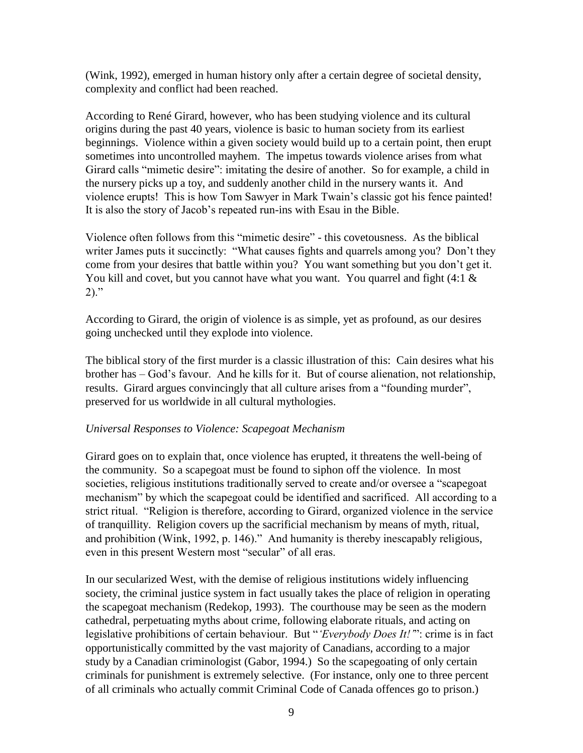(Wink, 1992), emerged in human history only after a certain degree of societal density, complexity and conflict had been reached.

According to René Girard, however, who has been studying violence and its cultural origins during the past 40 years, violence is basic to human society from its earliest beginnings. Violence within a given society would build up to a certain point, then erupt sometimes into uncontrolled mayhem. The impetus towards violence arises from what Girard calls "mimetic desire": imitating the desire of another. So for example, a child in the nursery picks up a toy, and suddenly another child in the nursery wants it. And violence erupts! This is how Tom Sawyer in Mark Twain's classic got his fence painted! It is also the story of Jacob's repeated run-ins with Esau in the Bible.

Violence often follows from this "mimetic desire" - this covetousness. As the biblical writer James puts it succinctly: "What causes fights and quarrels among you? Don't they come from your desires that battle within you? You want something but you don't get it. You kill and covet, but you cannot have what you want. You quarrel and fight (4:1 & 2)."

According to Girard, the origin of violence is as simple, yet as profound, as our desires going unchecked until they explode into violence.

The biblical story of the first murder is a classic illustration of this: Cain desires what his brother has – God's favour. And he kills for it. But of course alienation, not relationship, results. Girard argues convincingly that all culture arises from a "founding murder", preserved for us worldwide in all cultural mythologies.

*Universal Responses to Violence: Scapegoat Mechanism*

Girard goes on to explain that, once violence has erupted, it threatens the well-being of the community. So a scapegoat must be found to siphon off the violence. In most societies, religious institutions traditionally served to create and/or oversee a "scapegoat mechanism" by which the scapegoat could be identified and sacrificed. All according to a strict ritual. "Religion is therefore, according to Girard, organized violence in the service of tranquillity. Religion covers up the sacrificial mechanism by means of myth, ritual, and prohibition (Wink, 1992, p. 146)." And humanity is thereby inescapably religious, even in this present Western most "secular" of all eras.

In our secularized West, with the demise of religious institutions widely influencing society, the criminal justice system in fact usually takes the place of religion in operating the scapegoat mechanism (Redekop, 1993). The courthouse may be seen as the modern cathedral, perpetuating myths about crime, following elaborate rituals, and acting on legislative prohibitions of certain behaviour. But "*'Everybody Does It!'*": crime is in fact opportunistically committed by the vast majority of Canadians, according to a major study by a Canadian criminologist (Gabor, 1994.) So the scapegoating of only certain criminals for punishment is extremely selective. (For instance, only one to three percent of all criminals who actually commit Criminal Code of Canada offences go to prison.)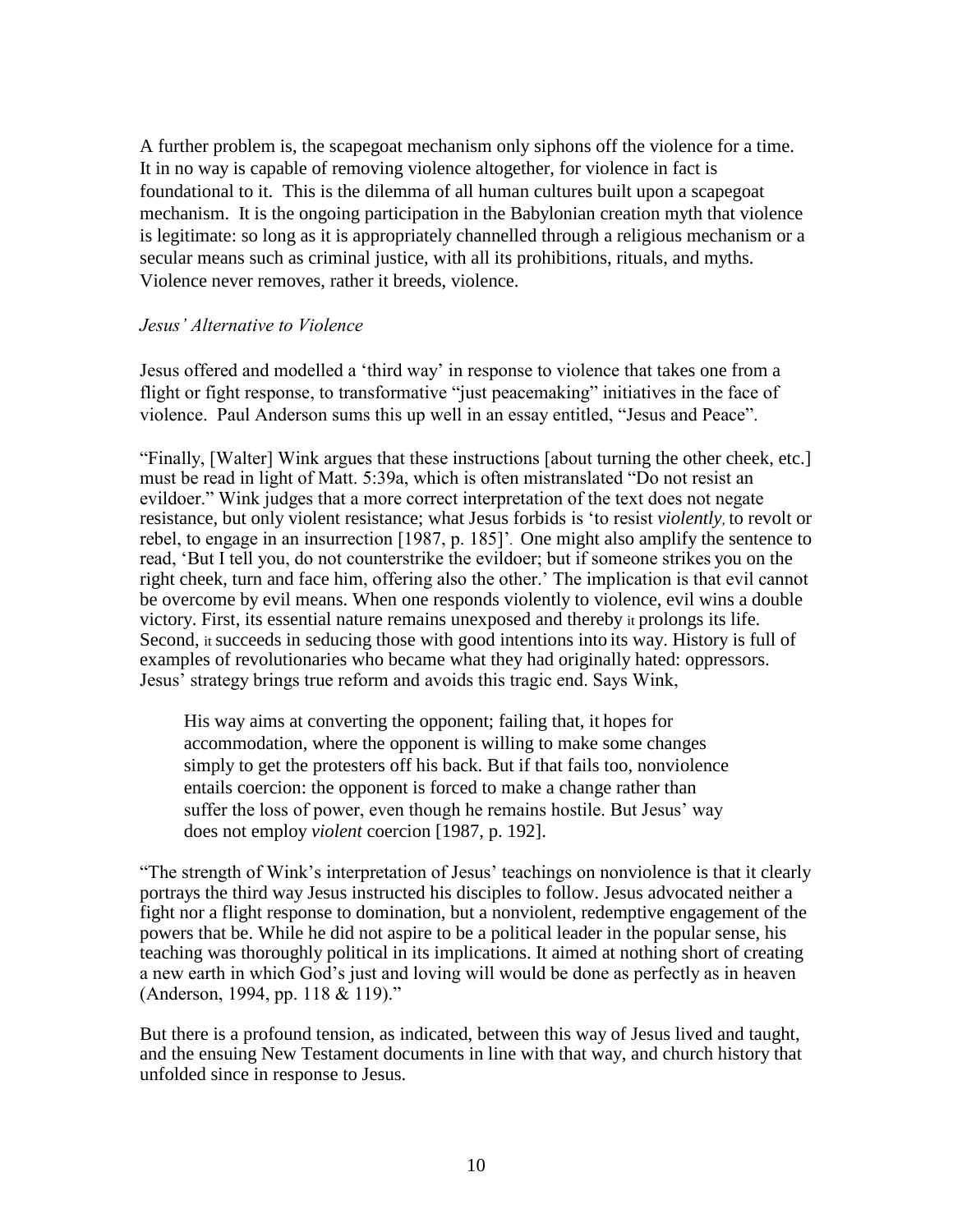A further problem is, the scapegoat mechanism only siphons off the violence for a time. It in no way is capable of removing violence altogether, for violence in fact is foundational to it. This is the dilemma of all human cultures built upon a scapegoat mechanism. It is the ongoing participation in the Babylonian creation myth that violence is legitimate: so long as it is appropriately channelled through a religious mechanism or a secular means such as criminal justice, with all its prohibitions, rituals, and myths. Violence never removes, rather it breeds, violence.

*Jesus' Alternative to Violence*

Jesus offered and modelled a 'third way' in response to violence that takes one from a flight or fight response, to transformative "just peacemaking" initiatives in the face of violence. Paul Anderson sums this up well in an essay entitled, "Jesus and Peace".

"Finally, [Walter] Wink argues that these instructions [about turning the other cheek, etc.] must be read in light of Matt. 5:39a, which is often mistranslated "Do not resist an evildoer." Wink judges that a more correct interpretation of the text does not negate resistance, but only violent resistance; what Jesus forbids is 'to resist *violently*, to revolt or rebel, to engage in an insurrection [1987, p. 185]'. One might also amplify the sentence to read, 'But I tell you, do not counterstrike the evildoer; but if someone strikes you on the right cheek, turn and face him, offering also the other.' The implication is that evil cannot be overcome by evil means. When one responds violently to violence, evil wins a double victory. First, its essential nature remains unexposed and thereby it prolongs its life. Second, it succeeds in seducing those with good intentions into its way. History is full of examples of revolutionaries who became what they had originally hated: oppressors. Jesus' strategy brings true reform and avoids this tragic end. Says Wink,

> His way aims at converting the opponent; failing that, it hopes for accommodation, where the opponent is willing to make some changes simply to get the protesters off his back. But if that fails too, nonviolence entails coercion: the opponent is forced to make a change rather than suffer the loss of power, even though he remains hostile. But Jesus' way does not employ *violent* coercion [1987, p. 192].

"The strength of Wink's interpretation of Jesus' teachings on nonviolence is that it clearly portrays the third way Jesus instructed his disciples to follow. Jesus advocated neither a fight nor a flight response to domination, but a nonviolent, redemptive engagement of the powers that be. While he did not aspire to be a political leader in the popular sense, his teaching was thoroughly political in its implications. It aimed at nothing short of creating a new earth in which God's just and loving will would be done as perfectly as in heaven (Anderson, 1994, pp. 118 & 119)."

But there is a profound tension, as indicated, between this way of Jesus lived and taught, and the ensuing New Testament documents in line with that way, and church history that unfolded since in response to Jesus.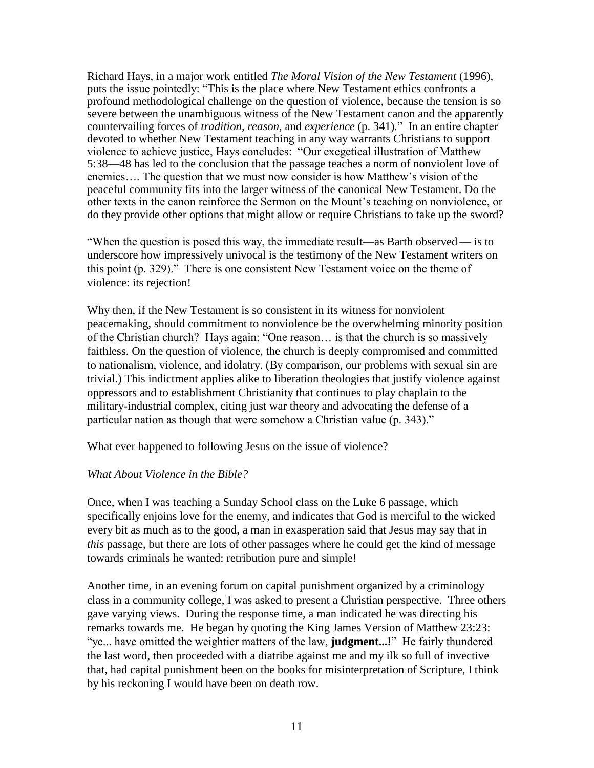Richard Hays, in a major work entitled *The Moral Vision of the New Testament* (1996), puts the issue pointedly: "This is the place where New Testament ethics confronts a profound methodological challenge on the question of violence, because the tension is so severe between the unambiguous witness of the New Testament canon and the apparently countervailing forces of *tradition*, *reason*, and *experience* (p. 341)." In an entire chapter devoted to whether New Testament teaching in any way warrants Christians to support violence to achieve justice, Hays concludes: "Our exegetical illustration of Matthew 5:38—48 has led to the conclusion that the passage teaches a norm of nonviolent love of enemies…. The question that we must now consider is how Matthew's vision of the peaceful community fits into the larger witness of the canonical New Testament. Do the other texts in the canon reinforce the Sermon on the Mount's teaching on nonviolence, or do they provide other options that might allow or require Christians to take up the sword?

"When the question is posed this way, the immediate result—as Barth observed — is to underscore how impressively univocal is the testimony of the New Testament writers on this point (p. 329)." There is one consistent New Testament voice on the theme of violence: its rejection!

Why then, if the New Testament is so consistent in its witness for nonviolent peacemaking, should commitment to nonviolence be the overwhelming minority position of the Christian church? Hays again: "One reason… is that the church is so massively faithless. On the question of violence, the church is deeply compromised and committed to nationalism, violence, and idolatry. (By comparison, our problems with sexual sin are trivial.) This indictment applies alike to liberation theologies that justify violence against oppressors and to establishment Christianity that continues to play chaplain to the military-industrial complex, citing just war theory and advocating the defense of a particular nation as though that were somehow a Christian value (p. 343)."

What ever happened to following Jesus on the issue of violence?

*What About Violence in the Bible?*

Once, when I was teaching a Sunday School class on the Luke 6 passage, which specifically enjoins love for the enemy, and indicates that God is merciful to the wicked every bit as much as to the good, a man in exasperation said that Jesus may say that in *this* passage, but there are lots of other passages where he could get the kind of message towards criminals he wanted: retribution pure and simple!

Another time, in an evening forum on capital punishment organized by a criminology class in a community college, I was asked to present a Christian perspective. Three others gave varying views. During the response time, a man indicated he was directing his remarks towards me. He began by quoting the King James Version of Matthew 23:23: "ye... have omitted the weightier matters of the law, **judgment...!**" He fairly thundered the last word, then proceeded with a diatribe against me and my ilk so full of invective that, had capital punishment been on the books for misinterpretation of Scripture, I think by his reckoning I would have been on death row.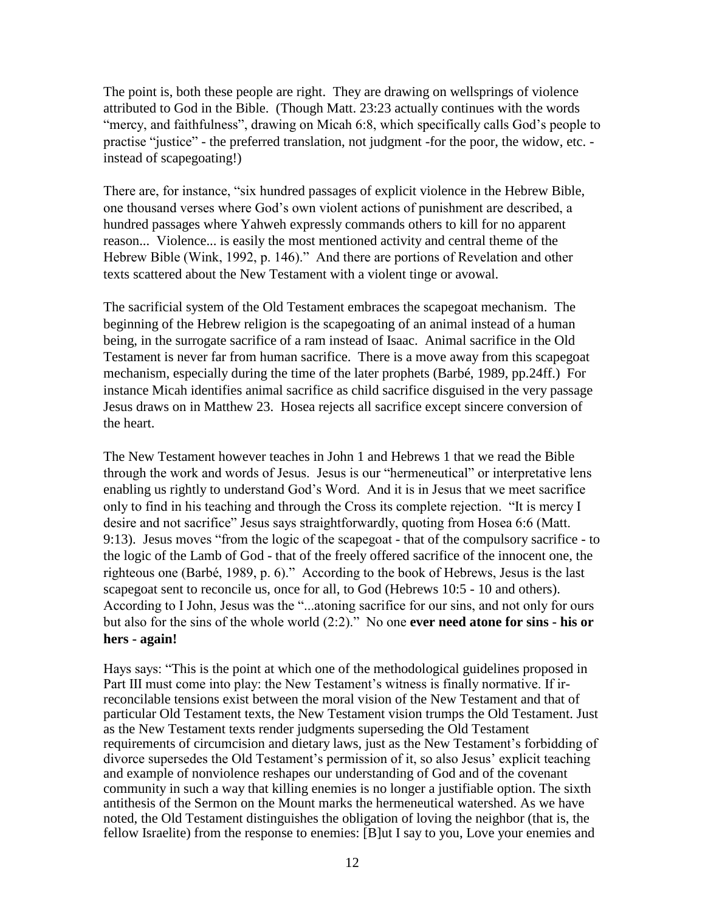The point is, both these people are right. They are drawing on wellsprings of violence attributed to God in the Bible. (Though Matt. 23:23 actually continues with the words "mercy, and faithfulness", drawing on Micah 6:8, which specifically calls God's people to practise "justice" - the preferred translation, not judgment -for the poor, the widow, etc. - instead of scapegoating!)

There are, for instance, "six hundred passages of explicit violence in the Hebrew Bible, one thousand verses where God's own violent actions of punishment are described, a hundred passages where Yahweh expressly commands others to kill for no apparent reason... Violence... is easily the most mentioned activity and central theme of the Hebrew Bible (Wink, 1992, p. 146)." And there are portions of Revelation and other texts scattered about the New Testament with a violent tinge or avowal.

The sacrificial system of the Old Testament embraces the scapegoat mechanism. The beginning of the Hebrew religion is the scapegoating of an animal instead of a human being, in the surrogate sacrifice of a ram instead of Isaac. Animal sacrifice in the Old Testament is never far from human sacrifice. There is a move away from this scapegoat mechanism, especially during the time of the later prophets (Barbé, 1989, pp.24ff.) For instance Micah identifies animal sacrifice as child sacrifice disguised in the very passage Jesus draws on in Matthew 23. Hosea rejects all sacrifice except sincere conversion of the heart.

The New Testament however teaches in John 1 and Hebrews 1 that we read the Bible through the work and words of Jesus. Jesus is our "hermeneutical" or interpretative lens enabling us rightly to understand God's Word. And it is in Jesus that we meet sacrifice only to find in his teaching and through the Cross its complete rejection. "It is mercy I desire and not sacrifice" Jesus says straightforwardly, quoting from Hosea 6:6 (Matt. 9:13). Jesus moves "from the logic of the scapegoat - that of the compulsory sacrifice - to the logic of the Lamb of God - that of the freely offered sacrifice of the innocent one, the righteous one (Barbé, 1989, p. 6)." According to the book of Hebrews, Jesus is the last scapegoat sent to reconcile us, once for all, to God (Hebrews 10:5 - 10 and others). According to I John, Jesus was the "...atoning sacrifice for our sins, and not only for ours but also for the sins of the whole world (2:2)." No one **ever need atone for sins - his or hers - again!**

Hays says: "This is the point at which one of the methodological guidelines proposed in Part III must come into play: the New Testament's witness is finally normative. If ir-reconcilable tensions exist between the moral vision of the New Testament and that of particular Old Testament texts, the New Testament vision trumps the Old Testament. Just as the New Testament texts render judgments superseding the Old Testament requirements of circumcision and dietary laws, just as the New Testament's forbidding of divorce supersedes the Old Testament's permission of it, so also Jesus' explicit teaching and example of nonviolence reshapes our understanding of God and of the covenant community in such a way that killing enemies is no longer a justifiable option. The sixth antithesis of the Sermon on the Mount marks the hermeneutical watershed. As we have noted, the Old Testament distinguishes the obligation of loving the neighbor (that is, the fellow Israelite) from the response to enemies: [B]ut I say to you, Love your enemies and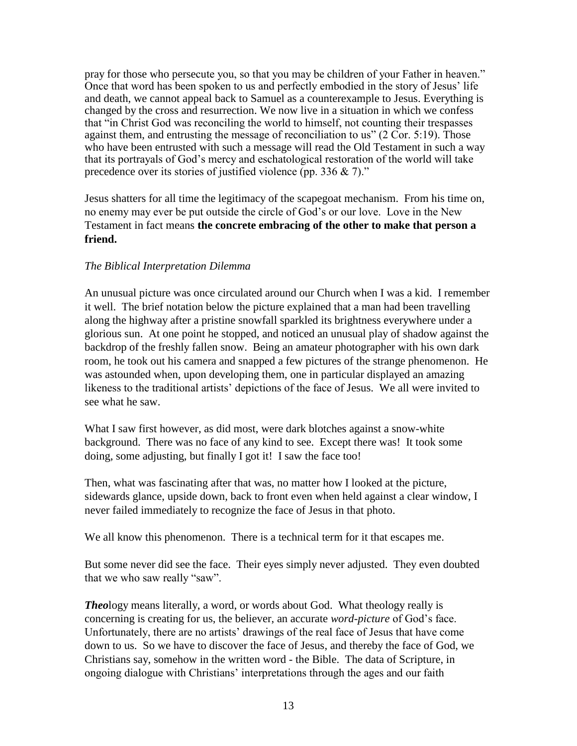pray for those who persecute you, so that you may be children of your Father in heaven." Once that word has been spoken to us and perfectly embodied in the story of Jesus' life and death, we cannot appeal back to Samuel as a counterexample to Jesus. Everything is changed by the cross and resurrection. We now live in a situation in which we confess that "in Christ God was reconciling the world to himself, not counting their trespasses against them, and entrusting the message of reconciliation to us" (2 Cor. 5:19). Those who have been entrusted with such a message will read the Old Testament in such a way that its portrayals of God's mercy and eschatological restoration of the world will take precedence over its stories of justified violence (pp. 336 & 7)."

Jesus shatters for all time the legitimacy of the scapegoat mechanism. From his time on, no enemy may ever be put outside the circle of God's or our love. Love in the New Testament in fact means **the concrete embracing of the other to make that person a friend.**

*The Biblical Interpretation Dilemma*

An unusual picture was once circulated around our Church when I was a kid. I remember it well. The brief notation below the picture explained that a man had been travelling along the highway after a pristine snowfall sparkled its brightness everywhere under a glorious sun. At one point he stopped, and noticed an unusual play of shadow against the backdrop of the freshly fallen snow. Being an amateur photographer with his own dark room, he took out his camera and snapped a few pictures of the strange phenomenon. He was astounded when, upon developing them, one in particular displayed an amazing likeness to the traditional artists' depictions of the face of Jesus. We all were invited to see what he saw.

What I saw first however, as did most, were dark blotches against a snow-white background. There was no face of any kind to see. Except there was! It took some doing, some adjusting, but finally I got it! I saw the face too!

Then, what was fascinating after that was, no matter how I looked at the picture, sidewards glance, upside down, back to front even when held against a clear window, I never failed immediately to recognize the face of Jesus in that photo.

We all know this phenomenon. There is a technical term for it that escapes me.

But some never did see the face. Their eyes simply never adjusted. They even doubted that we who saw really "saw".

***Theo***logy means literally, a word, or words about God. What theology really is concerning is creating for us, the believer, an accurate *word-picture* of God's face. Unfortunately, there are no artists' drawings of the real face of Jesus that have come down to us. So we have to discover the face of Jesus, and thereby the face of God, we Christians say, somehow in the written word - the Bible. The data of Scripture, in ongoing dialogue with Christians' interpretations through the ages and our faith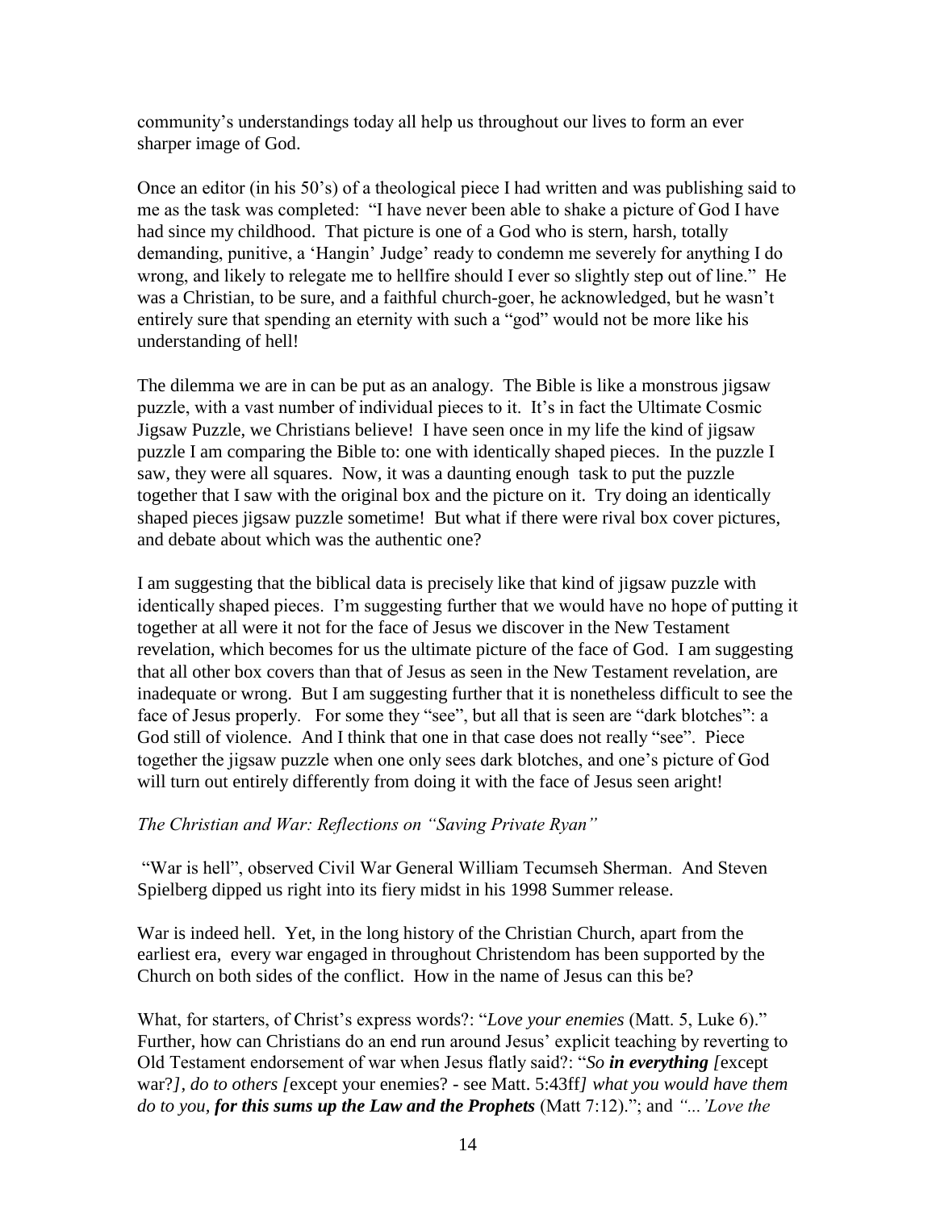community's understandings today all help us throughout our lives to form an ever sharper image of God.

Once an editor (in his 50's) of a theological piece I had written and was publishing said to me as the task was completed: "I have never been able to shake a picture of God I have had since my childhood. That picture is one of a God who is stern, harsh, totally demanding, punitive, a 'Hangin' Judge' ready to condemn me severely for anything I do wrong, and likely to relegate me to hellfire should I ever so slightly step out of line." He was a Christian, to be sure, and a faithful church-goer, he acknowledged, but he wasn't entirely sure that spending an eternity with such a "god" would not be more like his understanding of hell!

The dilemma we are in can be put as an analogy. The Bible is like a monstrous jigsaw puzzle, with a vast number of individual pieces to it. It's in fact the Ultimate Cosmic Jigsaw Puzzle, we Christians believe! I have seen once in my life the kind of jigsaw puzzle I am comparing the Bible to: one with identically shaped pieces. In the puzzle I saw, they were all squares. Now, it was a daunting enough task to put the puzzle together that I saw with the original box and the picture on it. Try doing an identically shaped pieces jigsaw puzzle sometime! But what if there were rival box cover pictures, and debate about which was the authentic one?

I am suggesting that the biblical data is precisely like that kind of jigsaw puzzle with identically shaped pieces. I'm suggesting further that we would have no hope of putting it together at all were it not for the face of Jesus we discover in the New Testament revelation, which becomes for us the ultimate picture of the face of God. I am suggesting that all other box covers than that of Jesus as seen in the New Testament revelation, are inadequate or wrong. But I am suggesting further that it is nonetheless difficult to see the face of Jesus properly. For some they "see", but all that is seen are "dark blotches": a God still of violence. And I think that one in that case does not really "see". Piece together the jigsaw puzzle when one only sees dark blotches, and one's picture of God will turn out entirely differently from doing it with the face of Jesus seen aright!

*The Christian and War: Reflections on "Saving Private Ryan"*

"War is hell", observed Civil War General William Tecumseh Sherman. And Steven Spielberg dipped us right into its fiery midst in his 1998 Summer release.

War is indeed hell. Yet, in the long history of the Christian Church, apart from the earliest era, every war engaged in throughout Christendom has been supported by the Church on both sides of the conflict. How in the name of Jesus can this be?

What, for starters, of Christ's express words?: "*Love your enemies* (Matt. 5, Luke 6)." Further, how can Christians do an end run around Jesus' explicit teaching by reverting to Old Testament endorsement of war when Jesus flatly said?: "*So **in everything** [*except war?*], do to others [*except your enemies? - see Matt. 5:43ff*] what you would have them do to you, **for this sums up the Law and the Prophets*** (Matt 7:12)."; and *"...'Love the*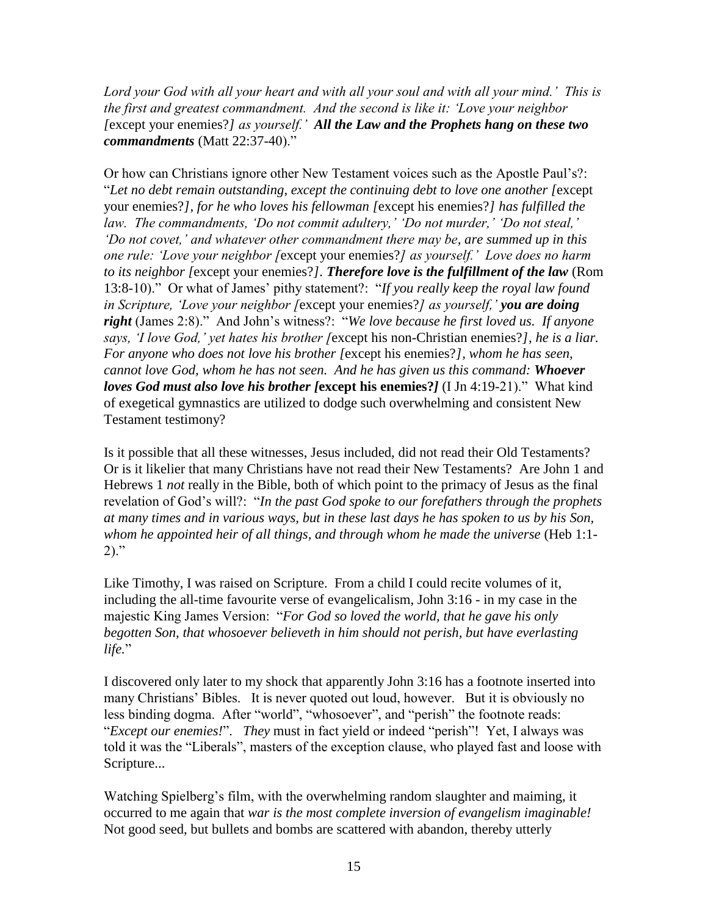*Lord your God with all your heart and with all your soul and with all your mind.' This is the first and greatest commandment. And the second is like it: 'Love your neighbor [*except your enemies?*] as yourself.'* ***All the Law and the Prophets hang on these two commandments*** (Matt 22:37-40)."

Or how can Christians ignore other New Testament voices such as the Apostle Paul's?: "*Let no debt remain outstanding, except the continuing debt to love one another [*except your enemies?*], for he who loves his fellowman [*except his enemies?*] has fulfilled the law. The commandments, 'Do not commit adultery,' 'Do not murder,' 'Do not steal,' 'Do not covet,' and whatever other commandment there may be, are summed up in this one rule: 'Love your neighbor [*except your enemies?*] as yourself.' Love does no harm to its neighbor [*except your enemies?*].* ***Therefore love is the fulfillment of the law*** (Rom 13:8-10)." Or what of James' pithy statement?: "*If you really keep the royal law found in Scripture, 'Love your neighbor [*except your enemies?*] as yourself,'* ***you are doing right*** (James 2:8)." And John's witness?: "*We love because he first loved us. If anyone says, 'I love God,' yet hates his brother [*except his non-Christian enemies?*], he is a liar. For anyone who does not love his brother [*except his enemies?*], whom he has seen, cannot love God, whom he has not seen. And he has given us this command:* ***Whoever loves God must also love his brother [*****except his enemies?*****]*** (I Jn 4:19-21)." What kind of exegetical gymnastics are utilized to dodge such overwhelming and consistent New Testament testimony?

Is it possible that all these witnesses, Jesus included, did not read their Old Testaments? Or is it likelier that many Christians have not read their New Testaments? Are John 1 and Hebrews 1 *not* really in the Bible, both of which point to the primacy of Jesus as the final revelation of God's will?: "*In the past God spoke to our forefathers through the prophets at many times and in various ways, but in these last days he has spoken to us by his Son, whom he appointed heir of all things, and through whom he made the universe* (Heb 1:1-2)."

Like Timothy, I was raised on Scripture. From a child I could recite volumes of it, including the all-time favourite verse of evangelicalism, John 3:16 - in my case in the majestic King James Version: "*For God so loved the world, that he gave his only begotten Son, that whosoever believeth in him should not perish, but have everlasting life.*"

I discovered only later to my shock that apparently John 3:16 has a footnote inserted into many Christians' Bibles. It is never quoted out loud, however. But it is obviously no less binding dogma. After "world", "whosoever", and "perish" the footnote reads: "*Except our enemies!*". *They* must in fact yield or indeed "perish"! Yet, I always was told it was the "Liberals", masters of the exception clause, who played fast and loose with Scripture...

Watching Spielberg's film, with the overwhelming random slaughter and maiming, it occurred to me again that *war is the most complete inversion of evangelism imaginable!* Not good seed, but bullets and bombs are scattered with abandon, thereby utterly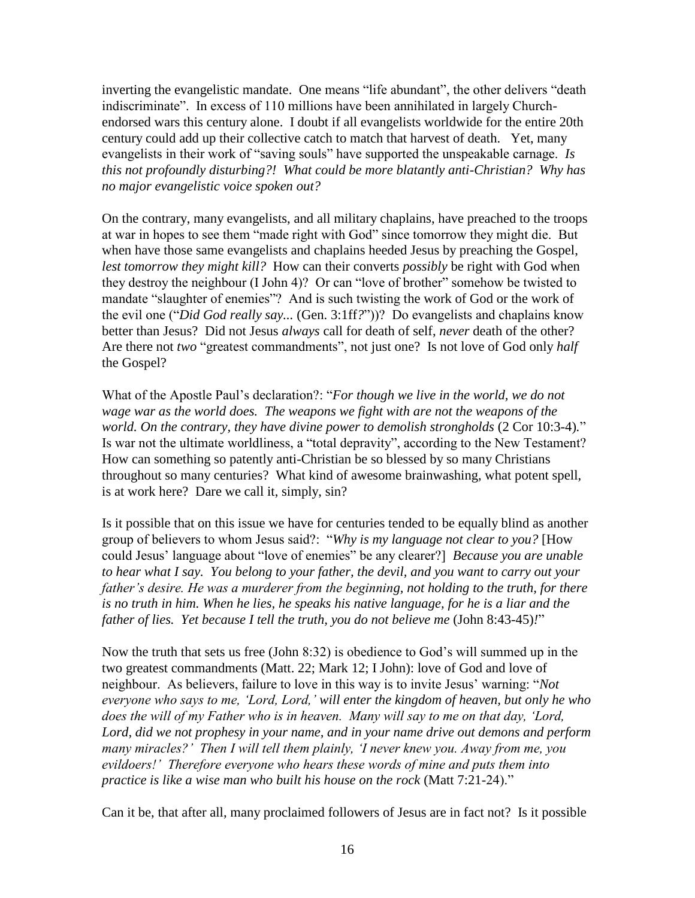inverting the evangelistic mandate. One means "life abundant", the other delivers "death indiscriminate". In excess of 110 millions have been annihilated in largely Church-endorsed wars this century alone. I doubt if all evangelists worldwide for the entire 20th century could add up their collective catch to match that harvest of death. Yet, many evangelists in their work of "saving souls" have supported the unspeakable carnage. *Is this not profoundly disturbing?! What could be more blatantly anti-Christian? Why has no major evangelistic voice spoken out?*

On the contrary, many evangelists, and all military chaplains, have preached to the troops at war in hopes to see them "made right with God" since tomorrow they might die. But when have those same evangelists and chaplains heeded Jesus by preaching the Gospel, *lest tomorrow they might kill?* How can their converts *possibly* be right with God when they destroy the neighbour (I John 4)? Or can "love of brother" somehow be twisted to mandate "slaughter of enemies"? And is such twisting the work of God or the work of the evil one ("*Did God really say...* (Gen. 3:1ff*?*"))? Do evangelists and chaplains know better than Jesus? Did not Jesus *always* call for death of self, *never* death of the other? Are there not *two* "greatest commandments", not just one? Is not love of God only *half* the Gospel?

What of the Apostle Paul's declaration?: "*For though we live in the world, we do not wage war as the world does. The weapons we fight with are not the weapons of the world. On the contrary, they have divine power to demolish strongholds* (2 Cor 10:3-4)." Is war not the ultimate worldliness, a "total depravity", according to the New Testament? How can something so patently anti-Christian be so blessed by so many Christians throughout so many centuries? What kind of awesome brainwashing, what potent spell, is at work here? Dare we call it, simply, sin?

Is it possible that on this issue we have for centuries tended to be equally blind as another group of believers to whom Jesus said?: "*Why is my language not clear to you?* [How could Jesus' language about "love of enemies" be any clearer?] *Because you are unable to hear what I say. You belong to your father, the devil, and you want to carry out your father's desire. He was a murderer from the beginning, not holding to the truth, for there is no truth in him. When he lies, he speaks his native language, for he is a liar and the father of lies. Yet because I tell the truth, you do not believe me* (John 8:43-45)*!*"

Now the truth that sets us free (John 8:32) is obedience to God's will summed up in the two greatest commandments (Matt. 22; Mark 12; I John): love of God and love of neighbour. As believers, failure to love in this way is to invite Jesus' warning: "*Not everyone who says to me, 'Lord, Lord,' will enter the kingdom of heaven, but only he who does the will of my Father who is in heaven. Many will say to me on that day, 'Lord, Lord, did we not prophesy in your name, and in your name drive out demons and perform many miracles?' Then I will tell them plainly, 'I never knew you. Away from me, you evildoers!' Therefore everyone who hears these words of mine and puts them into practice is like a wise man who built his house on the rock* (Matt 7:21-24)."

Can it be, that after all, many proclaimed followers of Jesus are in fact not? Is it possible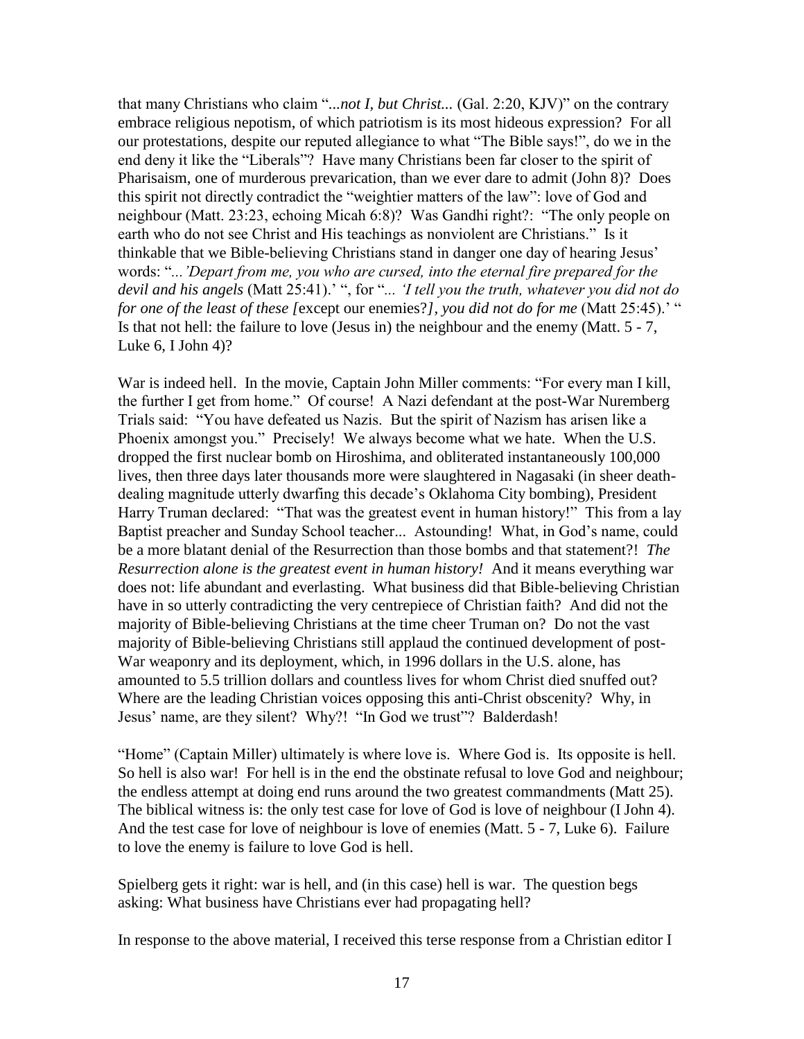that many Christians who claim "*...not I, but Christ...* (Gal. 2:20, KJV)" on the contrary embrace religious nepotism, of which patriotism is its most hideous expression? For all our protestations, despite our reputed allegiance to what "The Bible says!", do we in the end deny it like the "Liberals"? Have many Christians been far closer to the spirit of Pharisaism, one of murderous prevarication, than we ever dare to admit (John 8)? Does this spirit not directly contradict the "weightier matters of the law": love of God and neighbour (Matt. 23:23, echoing Micah 6:8)? Was Gandhi right?: "The only people on earth who do not see Christ and His teachings as nonviolent are Christians." Is it thinkable that we Bible-believing Christians stand in danger one day of hearing Jesus' words: "*...'Depart from me, you who are cursed, into the eternal fire prepared for the devil and his angels* (Matt 25:41).' ", for "*... 'I tell you the truth, whatever you did not do for one of the least of these [*except our enemies?*], you did not do for me* (Matt 25:45).' " Is that not hell: the failure to love (Jesus in) the neighbour and the enemy (Matt. 5 - 7, Luke 6, I John 4)?

War is indeed hell. In the movie, Captain John Miller comments: "For every man I kill, the further I get from home." Of course! A Nazi defendant at the post-War Nuremberg Trials said: "You have defeated us Nazis. But the spirit of Nazism has arisen like a Phoenix amongst you." Precisely! We always become what we hate. When the U.S. dropped the first nuclear bomb on Hiroshima, and obliterated instantaneously 100,000 lives, then three days later thousands more were slaughtered in Nagasaki (in sheer death-dealing magnitude utterly dwarfing this decade's Oklahoma City bombing), President Harry Truman declared: "That was the greatest event in human history!" This from a lay Baptist preacher and Sunday School teacher... Astounding! What, in God's name, could be a more blatant denial of the Resurrection than those bombs and that statement?! *The Resurrection alone is the greatest event in human history!* And it means everything war does not: life abundant and everlasting. What business did that Bible-believing Christian have in so utterly contradicting the very centrepiece of Christian faith? And did not the majority of Bible-believing Christians at the time cheer Truman on? Do not the vast majority of Bible-believing Christians still applaud the continued development of post-War weaponry and its deployment, which, in 1996 dollars in the U.S. alone, has amounted to 5.5 trillion dollars and countless lives for whom Christ died snuffed out? Where are the leading Christian voices opposing this anti-Christ obscenity? Why, in Jesus' name, are they silent? Why?! "In God we trust"? Balderdash!

"Home" (Captain Miller) ultimately is where love is. Where God is. Its opposite is hell. So hell is also war! For hell is in the end the obstinate refusal to love God and neighbour; the endless attempt at doing end runs around the two greatest commandments (Matt 25). The biblical witness is: the only test case for love of God is love of neighbour (I John 4). And the test case for love of neighbour is love of enemies (Matt. 5 - 7, Luke 6). Failure to love the enemy is failure to love God is hell.

Spielberg gets it right: war is hell, and (in this case) hell is war. The question begs asking: What business have Christians ever had propagating hell?

In response to the above material, I received this terse response from a Christian editor I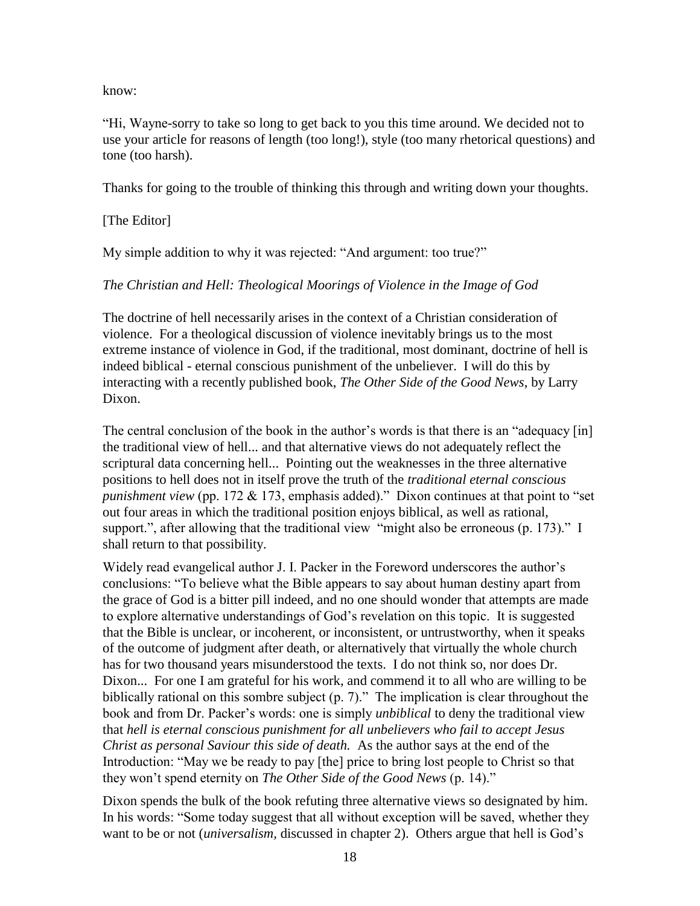know:

"Hi, Wayne-sorry to take so long to get back to you this time around. We decided not to use your article for reasons of length (too long!), style (too many rhetorical questions) and tone (too harsh).

Thanks for going to the trouble of thinking this through and writing down your thoughts.

[The Editor]

My simple addition to why it was rejected: "And argument: too true?"

*The Christian and Hell: Theological Moorings of Violence in the Image of God*

The doctrine of hell necessarily arises in the context of a Christian consideration of violence. For a theological discussion of violence inevitably brings us to the most extreme instance of violence in God, if the traditional, most dominant, doctrine of hell is indeed biblical - eternal conscious punishment of the unbeliever. I will do this by interacting with a recently published book, *The Other Side of the Good News*, by Larry Dixon.

The central conclusion of the book in the author's words is that there is an "adequacy [in] the traditional view of hell... and that alternative views do not adequately reflect the scriptural data concerning hell... Pointing out the weaknesses in the three alternative positions to hell does not in itself prove the truth of the *traditional eternal conscious punishment view* (pp. 172 & 173, emphasis added)." Dixon continues at that point to "set out four areas in which the traditional position enjoys biblical, as well as rational, support.", after allowing that the traditional view "might also be erroneous (p. 173)." I shall return to that possibility.

Widely read evangelical author J. I. Packer in the Foreword underscores the author's conclusions: "To believe what the Bible appears to say about human destiny apart from the grace of God is a bitter pill indeed, and no one should wonder that attempts are made to explore alternative understandings of God's revelation on this topic. It is suggested that the Bible is unclear, or incoherent, or inconsistent, or untrustworthy, when it speaks of the outcome of judgment after death, or alternatively that virtually the whole church has for two thousand years misunderstood the texts. I do not think so, nor does Dr. Dixon... For one I am grateful for his work, and commend it to all who are willing to be biblically rational on this sombre subject (p. 7)." The implication is clear throughout the book and from Dr. Packer's words: one is simply *unbiblical* to deny the traditional view that *hell is eternal conscious punishment for all unbelievers who fail to accept Jesus Christ as personal Saviour this side of death.* As the author says at the end of the Introduction: "May we be ready to pay [the] price to bring lost people to Christ so that they won't spend eternity on *The Other Side of the Good News* (p. 14)."

Dixon spends the bulk of the book refuting three alternative views so designated by him. In his words: "Some today suggest that all without exception will be saved, whether they want to be or not (*universalism*, discussed in chapter 2). Others argue that hell is God's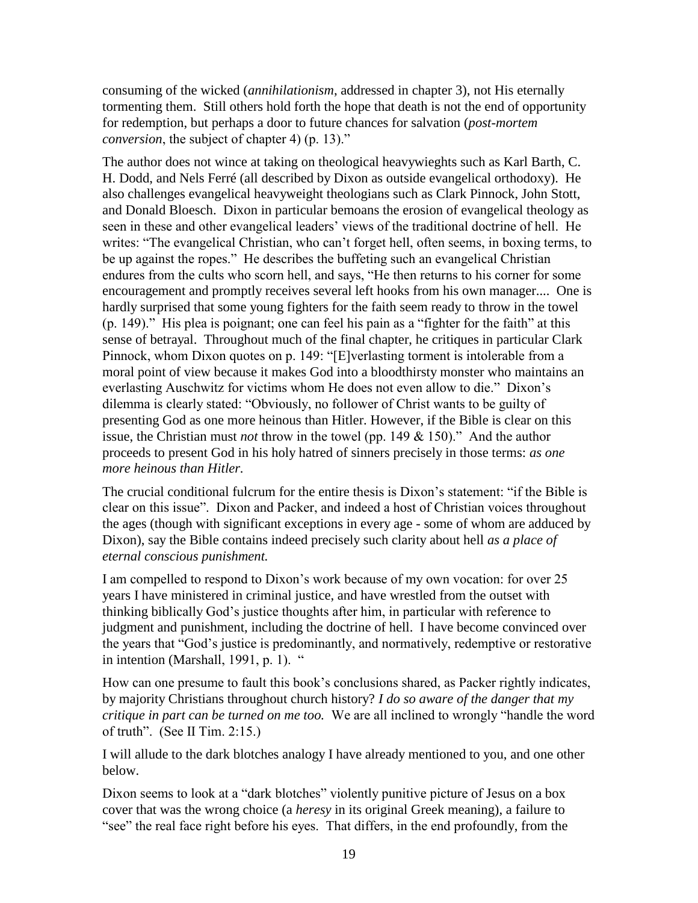consuming of the wicked (*annihilationism*, addressed in chapter 3), not His eternally tormenting them. Still others hold forth the hope that death is not the end of opportunity for redemption, but perhaps a door to future chances for salvation (*post-mortem conversion*, the subject of chapter 4) (p. 13)."

The author does not wince at taking on theological heavywieghts such as Karl Barth, C. H. Dodd, and Nels Ferré (all described by Dixon as outside evangelical orthodoxy). He also challenges evangelical heavyweight theologians such as Clark Pinnock, John Stott, and Donald Bloesch. Dixon in particular bemoans the erosion of evangelical theology as seen in these and other evangelical leaders' views of the traditional doctrine of hell. He writes: "The evangelical Christian, who can't forget hell, often seems, in boxing terms, to be up against the ropes." He describes the buffeting such an evangelical Christian endures from the cults who scorn hell, and says, "He then returns to his corner for some encouragement and promptly receives several left hooks from his own manager.... One is hardly surprised that some young fighters for the faith seem ready to throw in the towel (p. 149)." His plea is poignant; one can feel his pain as a "fighter for the faith" at this sense of betrayal. Throughout much of the final chapter, he critiques in particular Clark Pinnock, whom Dixon quotes on p. 149: "[E]verlasting torment is intolerable from a moral point of view because it makes God into a bloodthirsty monster who maintains an everlasting Auschwitz for victims whom He does not even allow to die." Dixon's dilemma is clearly stated: "Obviously, no follower of Christ wants to be guilty of presenting God as one more heinous than Hitler. However, if the Bible is clear on this issue, the Christian must *not* throw in the towel (pp. 149 & 150)." And the author proceeds to present God in his holy hatred of sinners precisely in those terms: *as one more heinous than Hitler*.

The crucial conditional fulcrum for the entire thesis is Dixon's statement: "if the Bible is clear on this issue". Dixon and Packer, and indeed a host of Christian voices throughout the ages (though with significant exceptions in every age - some of whom are adduced by Dixon), say the Bible contains indeed precisely such clarity about hell *as a place of eternal conscious punishment.*

I am compelled to respond to Dixon's work because of my own vocation: for over 25 years I have ministered in criminal justice, and have wrestled from the outset with thinking biblically God's justice thoughts after him, in particular with reference to judgment and punishment, including the doctrine of hell. I have become convinced over the years that "God's justice is predominantly, and normatively, redemptive or restorative in intention (Marshall, 1991, p. 1). "

How can one presume to fault this book's conclusions shared, as Packer rightly indicates, by majority Christians throughout church history? *I do so aware of the danger that my critique in part can be turned on me too.* We are all inclined to wrongly "handle the word of truth". (See II Tim. 2:15.)

I will allude to the dark blotches analogy I have already mentioned to you, and one other below.

Dixon seems to look at a "dark blotches" violently punitive picture of Jesus on a box cover that was the wrong choice (a *heresy* in its original Greek meaning), a failure to "see" the real face right before his eyes. That differs, in the end profoundly, from the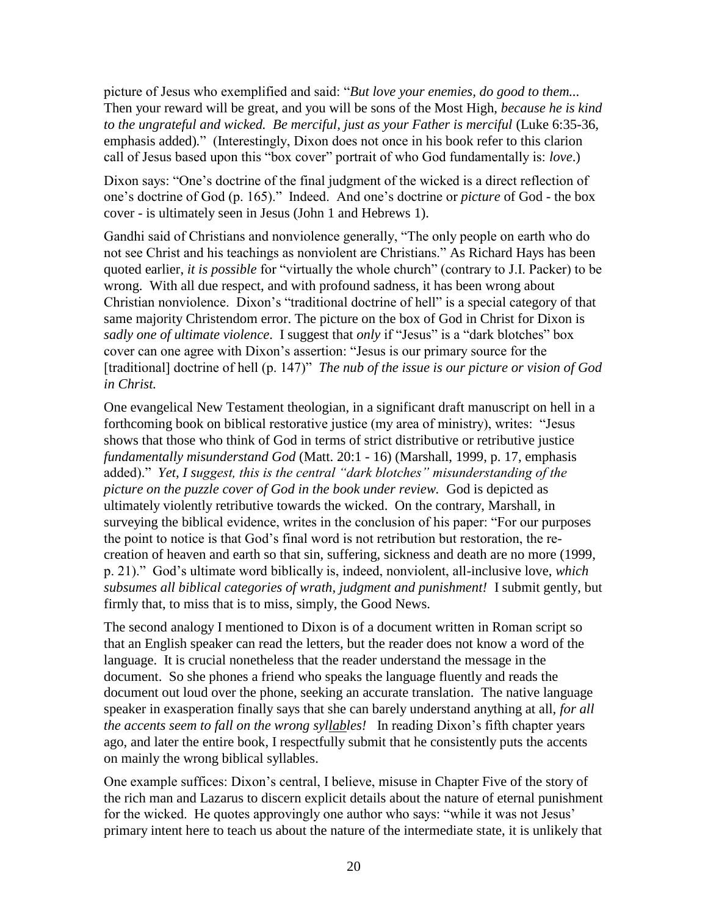picture of Jesus who exemplified and said: "*But love your enemies, do good to them...* Then your reward will be great, and you will be sons of the Most High, *because he is kind to the ungrateful and wicked. Be merciful, just as your Father is merciful* (Luke 6:35-36, emphasis added)." (Interestingly, Dixon does not once in his book refer to this clarion call of Jesus based upon this "box cover" portrait of who God fundamentally is: *love*.)

Dixon says: "One's doctrine of the final judgment of the wicked is a direct reflection of one's doctrine of God (p. 165)." Indeed. And one's doctrine or *picture* of God - the box cover - is ultimately seen in Jesus (John 1 and Hebrews 1).

Gandhi said of Christians and nonviolence generally, "The only people on earth who do not see Christ and his teachings as nonviolent are Christians." As Richard Hays has been quoted earlier, *it is possible* for "virtually the whole church" (contrary to J.I. Packer) to be wrong. With all due respect, and with profound sadness, it has been wrong about Christian nonviolence. Dixon's "traditional doctrine of hell" is a special category of that same majority Christendom error. The picture on the box of God in Christ for Dixon is *sadly one of ultimate violence*. I suggest that *only* if "Jesus" is a "dark blotches" box cover can one agree with Dixon's assertion: "Jesus is our primary source for the [traditional] doctrine of hell (p. 147)" *The nub of the issue is our picture or vision of God in Christ.*

One evangelical New Testament theologian, in a significant draft manuscript on hell in a forthcoming book on biblical restorative justice (my area of ministry), writes: "Jesus shows that those who think of God in terms of strict distributive or retributive justice *fundamentally misunderstand God* (Matt. 20:1 - 16) (Marshall, 1999, p. 17, emphasis added)." *Yet, I suggest, this is the central "dark blotches" misunderstanding of the picture on the puzzle cover of God in the book under review.* God is depicted as ultimately violently retributive towards the wicked. On the contrary, Marshall, in surveying the biblical evidence, writes in the conclusion of his paper: "For our purposes the point to notice is that God's final word is not retribution but restoration, the re-creation of heaven and earth so that sin, suffering, sickness and death are no more (1999, p. 21)." God's ultimate word biblically is, indeed, nonviolent, all-inclusive love, *which subsumes all biblical categories of wrath, judgment and punishment!* I submit gently, but firmly that, to miss that is to miss, simply, the Good News.

The second analogy I mentioned to Dixon is of a document written in Roman script so that an English speaker can read the letters, but the reader does not know a word of the language. It is crucial nonetheless that the reader understand the message in the document. So she phones a friend who speaks the language fluently and reads the document out loud over the phone, seeking an accurate translation. The native language speaker in exasperation finally says that she can barely understand anything at all, *for all the accents seem to fall on the wrong syllables!* In reading Dixon's fifth chapter years ago, and later the entire book, I respectfully submit that he consistently puts the accents on mainly the wrong biblical syllables.

One example suffices: Dixon's central, I believe, misuse in Chapter Five of the story of the rich man and Lazarus to discern explicit details about the nature of eternal punishment for the wicked. He quotes approvingly one author who says: "while it was not Jesus' primary intent here to teach us about the nature of the intermediate state, it is unlikely that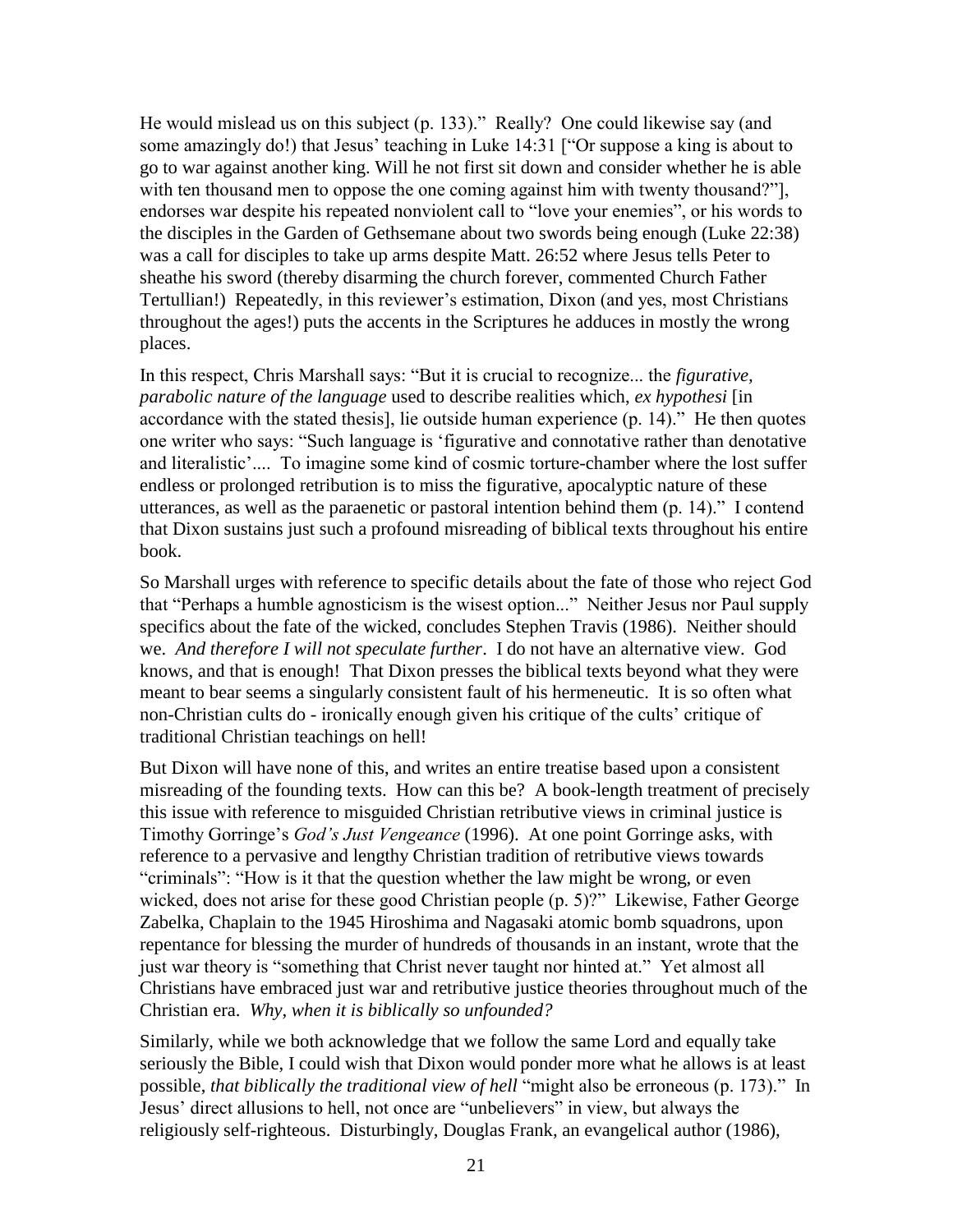He would mislead us on this subject (p. 133)." Really? One could likewise say (and some amazingly do!) that Jesus' teaching in Luke 14:31 ["Or suppose a king is about to go to war against another king. Will he not first sit down and consider whether he is able with ten thousand men to oppose the one coming against him with twenty thousand?"], endorses war despite his repeated nonviolent call to "love your enemies", or his words to the disciples in the Garden of Gethsemane about two swords being enough (Luke 22:38) was a call for disciples to take up arms despite Matt. 26:52 where Jesus tells Peter to sheathe his sword (thereby disarming the church forever, commented Church Father Tertullian!) Repeatedly, in this reviewer's estimation, Dixon (and yes, most Christians throughout the ages!) puts the accents in the Scriptures he adduces in mostly the wrong places.

In this respect, Chris Marshall says: "But it is crucial to recognize... the *figurative, parabolic nature of the language* used to describe realities which, *ex hypothesi* [in accordance with the stated thesis], lie outside human experience (p. 14)." He then quotes one writer who says: "Such language is 'figurative and connotative rather than denotative and literalistic'.... To imagine some kind of cosmic torture-chamber where the lost suffer endless or prolonged retribution is to miss the figurative, apocalyptic nature of these utterances, as well as the paraenetic or pastoral intention behind them (p. 14)." I contend that Dixon sustains just such a profound misreading of biblical texts throughout his entire book.

So Marshall urges with reference to specific details about the fate of those who reject God that "Perhaps a humble agnosticism is the wisest option..." Neither Jesus nor Paul supply specifics about the fate of the wicked, concludes Stephen Travis (1986). Neither should we. *And therefore I will not speculate further*. I do not have an alternative view. God knows, and that is enough! That Dixon presses the biblical texts beyond what they were meant to bear seems a singularly consistent fault of his hermeneutic. It is so often what non-Christian cults do - ironically enough given his critique of the cults' critique of traditional Christian teachings on hell!

But Dixon will have none of this, and writes an entire treatise based upon a consistent misreading of the founding texts. How can this be? A book-length treatment of precisely this issue with reference to misguided Christian retributive views in criminal justice is Timothy Gorringe's *God's Just Vengeance* (1996). At one point Gorringe asks, with reference to a pervasive and lengthy Christian tradition of retributive views towards "criminals": "How is it that the question whether the law might be wrong, or even wicked, does not arise for these good Christian people (p. 5)?" Likewise, Father George Zabelka, Chaplain to the 1945 Hiroshima and Nagasaki atomic bomb squadrons, upon repentance for blessing the murder of hundreds of thousands in an instant, wrote that the just war theory is "something that Christ never taught nor hinted at." Yet almost all Christians have embraced just war and retributive justice theories throughout much of the Christian era. *Why, when it is biblically so unfounded?*

Similarly, while we both acknowledge that we follow the same Lord and equally take seriously the Bible, I could wish that Dixon would ponder more what he allows is at least possible, *that biblically the traditional view of hell* "might also be erroneous (p. 173)." In Jesus' direct allusions to hell, not once are "unbelievers" in view, but always the religiously self-righteous. Disturbingly, Douglas Frank, an evangelical author (1986),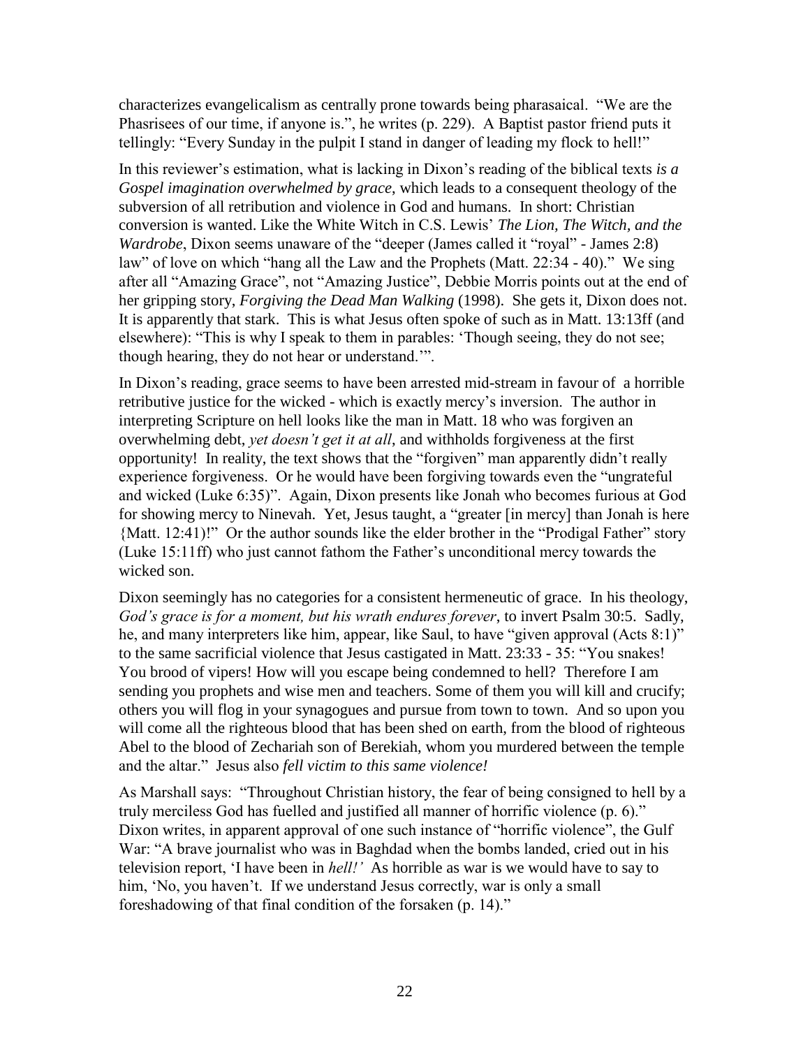characterizes evangelicalism as centrally prone towards being pharasaical. "We are the Phasrisees of our time, if anyone is.", he writes (p. 229). A Baptist pastor friend puts it tellingly: "Every Sunday in the pulpit I stand in danger of leading my flock to hell!"

In this reviewer's estimation, what is lacking in Dixon's reading of the biblical texts *is a Gospel imagination overwhelmed by grace*, which leads to a consequent theology of the subversion of all retribution and violence in God and humans. In short: Christian conversion is wanted. Like the White Witch in C.S. Lewis' *The Lion, The Witch, and the Wardrobe*, Dixon seems unaware of the "deeper (James called it "royal" - James 2:8) law" of love on which "hang all the Law and the Prophets (Matt. 22:34 - 40)." We sing after all "Amazing Grace", not "Amazing Justice", Debbie Morris points out at the end of her gripping story, *Forgiving the Dead Man Walking* (1998). She gets it, Dixon does not. It is apparently that stark. This is what Jesus often spoke of such as in Matt. 13:13ff (and elsewhere): "This is why I speak to them in parables: 'Though seeing, they do not see; though hearing, they do not hear or understand.'".

In Dixon's reading, grace seems to have been arrested mid-stream in favour of a horrible retributive justice for the wicked - which is exactly mercy's inversion. The author in interpreting Scripture on hell looks like the man in Matt. 18 who was forgiven an overwhelming debt, *yet doesn't get it at all*, and withholds forgiveness at the first opportunity! In reality, the text shows that the "forgiven" man apparently didn't really experience forgiveness. Or he would have been forgiving towards even the "ungrateful and wicked (Luke 6:35)". Again, Dixon presents like Jonah who becomes furious at God for showing mercy to Nineveh. Yet, Jesus taught, a "greater [in mercy] than Jonah is here {Matt. 12:41)!" Or the author sounds like the elder brother in the "Prodigal Father" story (Luke 15:11ff) who just cannot fathom the Father's unconditional mercy towards the wicked son.

Dixon seemingly has no categories for a consistent hermeneutic of grace. In his theology, *God's grace is for a moment, but his wrath endures forever*, to invert Psalm 30:5. Sadly, he, and many interpreters like him, appear, like Saul, to have "given approval (Acts 8:1)" to the same sacrificial violence that Jesus castigated in Matt. 23:33 - 35: "You snakes! You brood of vipers! How will you escape being condemned to hell? Therefore I am sending you prophets and wise men and teachers. Some of them you will kill and crucify; others you will flog in your synagogues and pursue from town to town. And so upon you will come all the righteous blood that has been shed on earth, from the blood of righteous Abel to the blood of Zechariah son of Berekiah, whom you murdered between the temple and the altar." Jesus also *fell victim to this same violence!*

As Marshall says: "Throughout Christian history, the fear of being consigned to hell by a truly merciless God has fuelled and justified all manner of horrific violence (p. 6)." Dixon writes, in apparent approval of one such instance of "horrific violence", the Gulf War: "A brave journalist who was in Baghdad when the bombs landed, cried out in his television report, 'I have been in *hell!'* As horrible as war is we would have to say to him, 'No, you haven't. If we understand Jesus correctly, war is only a small foreshadowing of that final condition of the forsaken (p. 14)."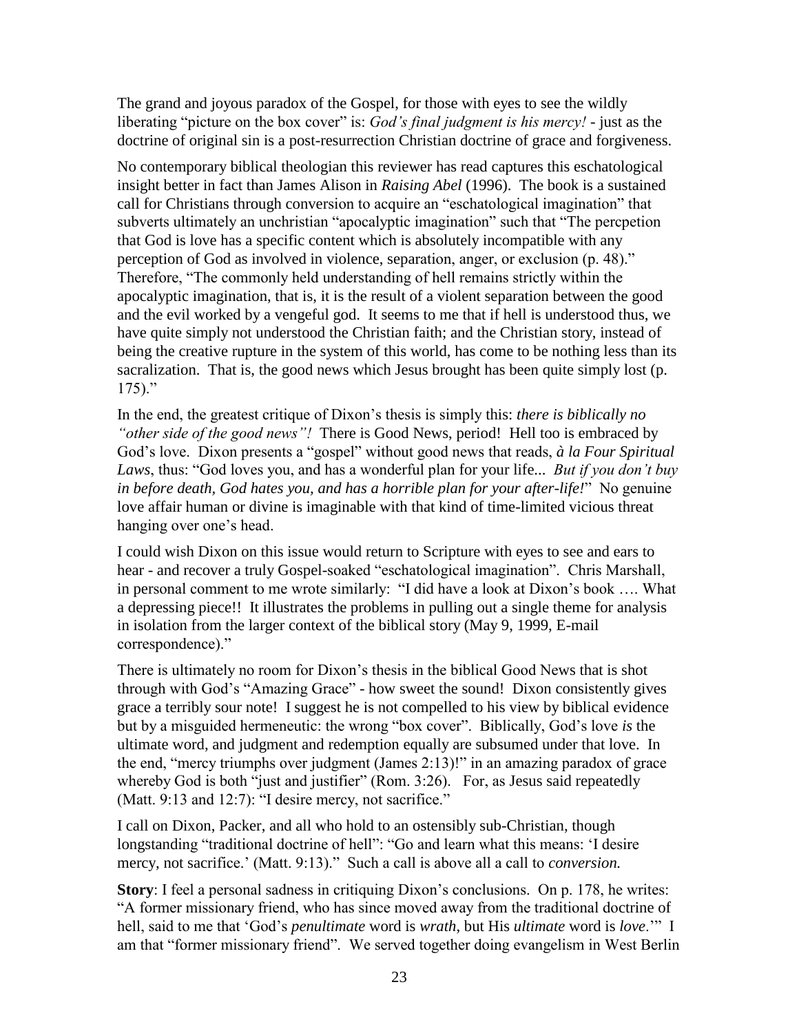The grand and joyous paradox of the Gospel, for those with eyes to see the wildly liberating "picture on the box cover" is: *God's final judgment is his mercy!* - just as the doctrine of original sin is a post-resurrection Christian doctrine of grace and forgiveness.

No contemporary biblical theologian this reviewer has read captures this eschatological insight better in fact than James Alison in *Raising Abel* (1996). The book is a sustained call for Christians through conversion to acquire an "eschatological imagination" that subverts ultimately an unchristian "apocalyptic imagination" such that "The percpetion that God is love has a specific content which is absolutely incompatible with any perception of God as involved in violence, separation, anger, or exclusion (p. 48)." Therefore, "The commonly held understanding of hell remains strictly within the apocalyptic imagination, that is, it is the result of a violent separation between the good and the evil worked by a vengeful god. It seems to me that if hell is understood thus, we have quite simply not understood the Christian faith; and the Christian story, instead of being the creative rupture in the system of this world, has come to be nothing less than its sacralization. That is, the good news which Jesus brought has been quite simply lost (p. 175)."

In the end, the greatest critique of Dixon's thesis is simply this: *there is biblically no "other side of the good news"!* There is Good News, period! Hell too is embraced by God's love. Dixon presents a "gospel" without good news that reads, *à la Four Spiritual Laws*, thus: "God loves you, and has a wonderful plan for your life... *But if you don't buy in before death, God hates you, and has a horrible plan for your after-life!*" No genuine love affair human or divine is imaginable with that kind of time-limited vicious threat hanging over one's head.

I could wish Dixon on this issue would return to Scripture with eyes to see and ears to hear - and recover a truly Gospel-soaked "eschatological imagination". Chris Marshall, in personal comment to me wrote similarly: "I did have a look at Dixon's book …. What a depressing piece!! It illustrates the problems in pulling out a single theme for analysis in isolation from the larger context of the biblical story (May 9, 1999, E-mail correspondence)."

There is ultimately no room for Dixon's thesis in the biblical Good News that is shot through with God's "Amazing Grace" - how sweet the sound! Dixon consistently gives grace a terribly sour note! I suggest he is not compelled to his view by biblical evidence but by a misguided hermeneutic: the wrong "box cover". Biblically, God's love *is* the ultimate word, and judgment and redemption equally are subsumed under that love. In the end, "mercy triumphs over judgment (James 2:13)!" in an amazing paradox of grace whereby God is both "just and justifier" (Rom. 3:26). For, as Jesus said repeatedly (Matt. 9:13 and 12:7): "I desire mercy, not sacrifice."

I call on Dixon, Packer, and all who hold to an ostensibly sub-Christian, though longstanding "traditional doctrine of hell": "Go and learn what this means: 'I desire mercy, not sacrifice.' (Matt. 9:13)." Such a call is above all a call to *conversion.*

**Story**: I feel a personal sadness in critiquing Dixon's conclusions. On p. 178, he writes: "A former missionary friend, who has since moved away from the traditional doctrine of hell, said to me that 'God's *penultimate* word is *wrath*, but His *ultimate* word is *love*.'" I am that "former missionary friend". We served together doing evangelism in West Berlin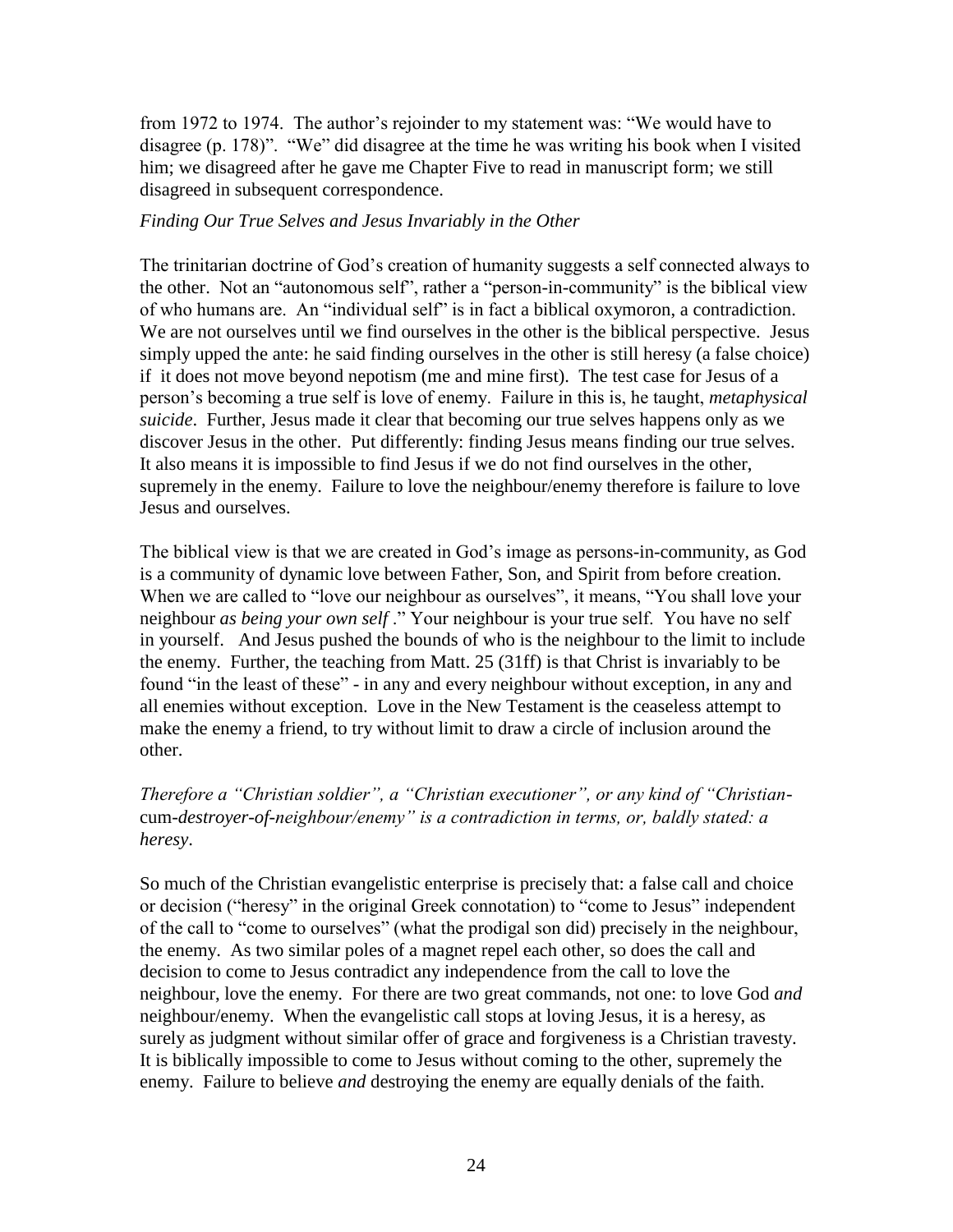from 1972 to 1974. The author's rejoinder to my statement was: "We would have to disagree (p. 178)". "We" did disagree at the time he was writing his book when I visited him; we disagreed after he gave me Chapter Five to read in manuscript form; we still disagreed in subsequent correspondence.

*Finding Our True Selves and Jesus Invariably in the Other*

The trinitarian doctrine of God's creation of humanity suggests a self connected always to the other. Not an "autonomous self", rather a "person-in-community" is the biblical view of who humans are. An "individual self" is in fact a biblical oxymoron, a contradiction. We are not ourselves until we find ourselves in the other is the biblical perspective. Jesus simply upped the ante: he said finding ourselves in the other is still heresy (a false choice) if it does not move beyond nepotism (me and mine first). The test case for Jesus of a person's becoming a true self is love of enemy. Failure in this is, he taught, *metaphysical suicide*. Further, Jesus made it clear that becoming our true selves happens only as we discover Jesus in the other. Put differently: finding Jesus means finding our true selves. It also means it is impossible to find Jesus if we do not find ourselves in the other, supremely in the enemy. Failure to love the neighbour/enemy therefore is failure to love Jesus and ourselves.

The biblical view is that we are created in God's image as persons-in-community, as God is a community of dynamic love between Father, Son, and Spirit from before creation. When we are called to "love our neighbour as ourselves", it means, "You shall love your neighbour *as being your own self* ." Your neighbour is your true self. You have no self in yourself. And Jesus pushed the bounds of who is the neighbour to the limit to include the enemy. Further, the teaching from Matt. 25 (31ff) is that Christ is invariably to be found "in the least of these" - in any and every neighbour without exception, in any and all enemies without exception. Love in the New Testament is the ceaseless attempt to make the enemy a friend, to try without limit to draw a circle of inclusion around the other.

*Therefore a "Christian soldier", a "Christian executioner", or any kind of "Christian-*cum*-destroyer-of-neighbour/enemy" is a contradiction in terms, or, baldly stated: a heresy*.

So much of the Christian evangelistic enterprise is precisely that: a false call and choice or decision ("heresy" in the original Greek connotation) to "come to Jesus" independent of the call to "come to ourselves" (what the prodigal son did) precisely in the neighbour, the enemy. As two similar poles of a magnet repel each other, so does the call and decision to come to Jesus contradict any independence from the call to love the neighbour, love the enemy. For there are two great commands, not one: to love God *and* neighbour/enemy. When the evangelistic call stops at loving Jesus, it is a heresy, as surely as judgment without similar offer of grace and forgiveness is a Christian travesty. It is biblically impossible to come to Jesus without coming to the other, supremely the enemy. Failure to believe *and* destroying the enemy are equally denials of the faith.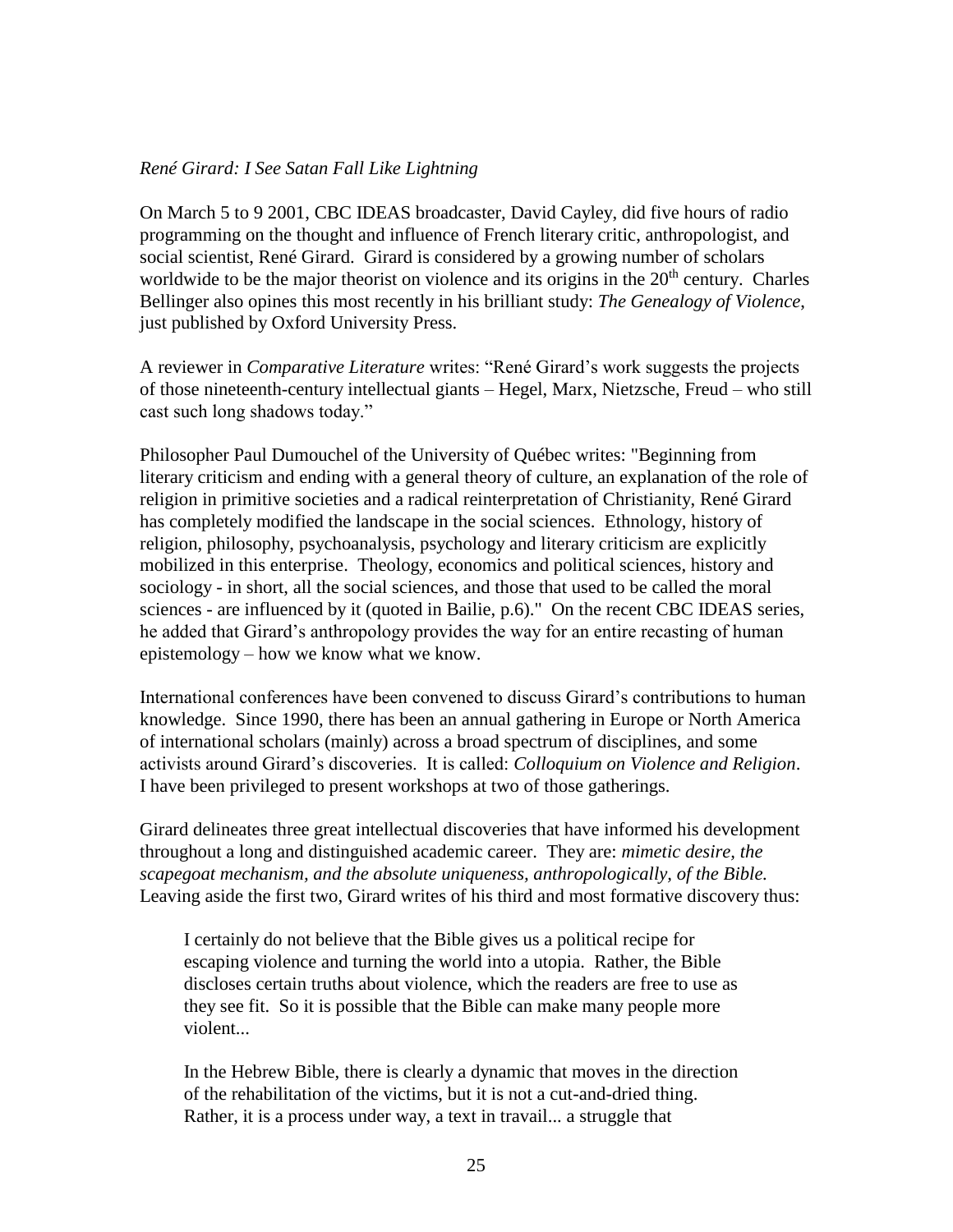*René Girard: I See Satan Fall Like Lightning*

On March 5 to 9 2001, CBC IDEAS broadcaster, David Cayley, did five hours of radio programming on the thought and influence of French literary critic, anthropologist, and social scientist, René Girard. Girard is considered by a growing number of scholars worldwide to be the major theorist on violence and its origins in the 20th century. Charles Bellinger also opines this most recently in his brilliant study: *The Genealogy of Violence*, just published by Oxford University Press.

A reviewer in *Comparative Literature* writes: "René Girard's work suggests the projects of those nineteenth-century intellectual giants – Hegel, Marx, Nietzsche, Freud – who still cast such long shadows today."

Philosopher Paul Dumouchel of the University of Québec writes: "Beginning from literary criticism and ending with a general theory of culture, an explanation of the role of religion in primitive societies and a radical reinterpretation of Christianity, René Girard has completely modified the landscape in the social sciences. Ethnology, history of religion, philosophy, psychoanalysis, psychology and literary criticism are explicitly mobilized in this enterprise. Theology, economics and political sciences, history and sociology - in short, all the social sciences, and those that used to be called the moral sciences - are influenced by it (quoted in Bailie, p.6)." On the recent CBC IDEAS series, he added that Girard's anthropology provides the way for an entire recasting of human epistemology – how we know what we know.

International conferences have been convened to discuss Girard's contributions to human knowledge. Since 1990, there has been an annual gathering in Europe or North America of international scholars (mainly) across a broad spectrum of disciplines, and some activists around Girard's discoveries. It is called: *Colloquium on Violence and Religion*. I have been privileged to present workshops at two of those gatherings.

Girard delineates three great intellectual discoveries that have informed his development throughout a long and distinguished academic career. They are: *mimetic desire, the scapegoat mechanism, and the absolute uniqueness, anthropologically, of the Bible.* Leaving aside the first two, Girard writes of his third and most formative discovery thus:

> I certainly do not believe that the Bible gives us a political recipe for escaping violence and turning the world into a utopia. Rather, the Bible discloses certain truths about violence, which the readers are free to use as they see fit. So it is possible that the Bible can make many people more violent...
>
> In the Hebrew Bible, there is clearly a dynamic that moves in the direction of the rehabilitation of the victims, but it is not a cut-and-dried thing. Rather, it is a process under way, a text in travail... a struggle that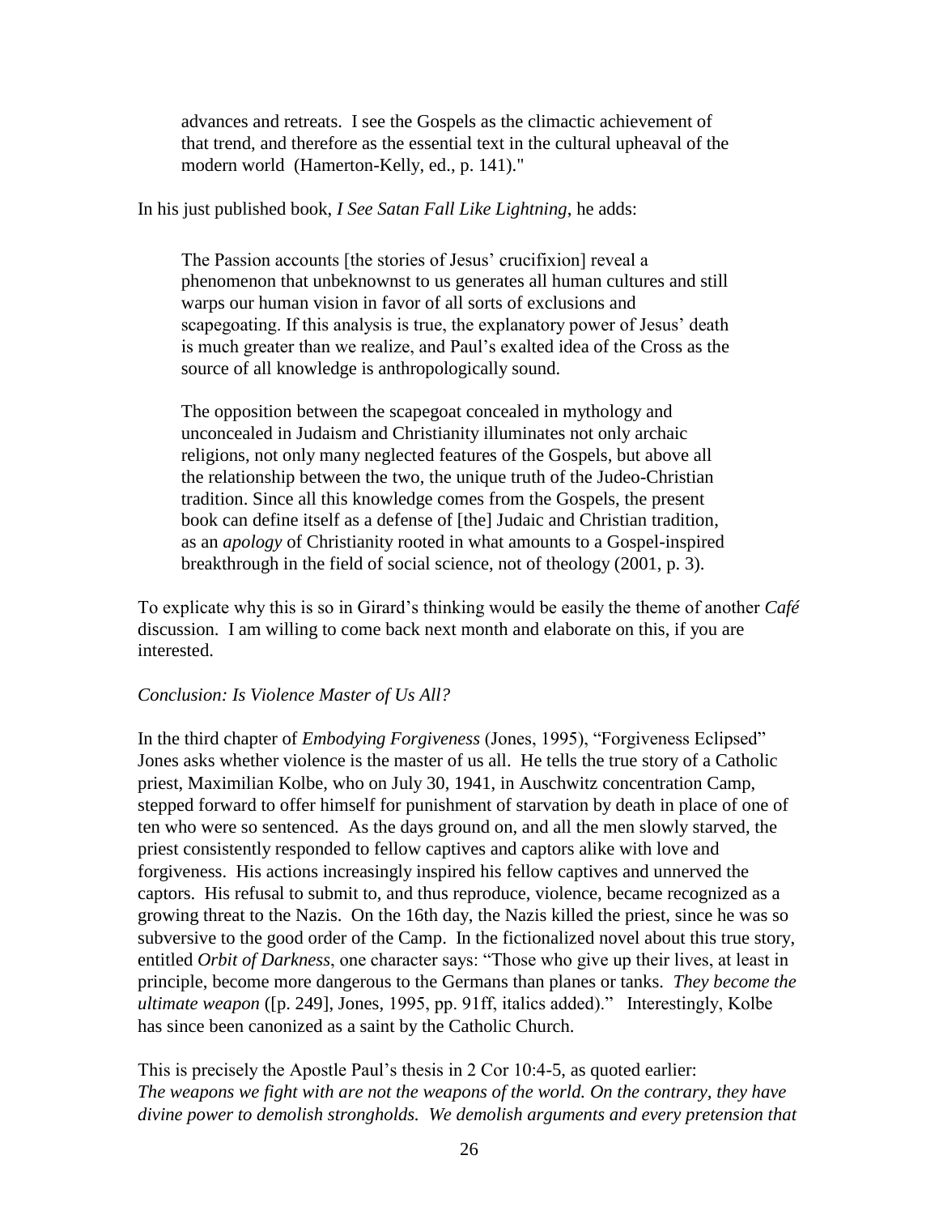> advances and retreats. I see the Gospels as the climactic achievement of that trend, and therefore as the essential text in the cultural upheaval of the modern world (Hamerton-Kelly, ed., p. 141)."

In his just published book, *I See Satan Fall Like Lightning*, he adds:

> The Passion accounts [the stories of Jesus' crucifixion] reveal a phenomenon that unbeknownst to us generates all human cultures and still warps our human vision in favor of all sorts of exclusions and scapegoating. If this analysis is true, the explanatory power of Jesus' death is much greater than we realize, and Paul's exalted idea of the Cross as the source of all knowledge is anthropologically sound.
>
> The opposition between the scapegoat concealed in mythology and unconcealed in Judaism and Christianity illuminates not only archaic religions, not only many neglected features of the Gospels, but above all the relationship between the two, the unique truth of the Judeo-Christian tradition. Since all this knowledge comes from the Gospels, the present book can define itself as a defense of [the] Judaic and Christian tradition, as an *apology* of Christianity rooted in what amounts to a Gospel-inspired breakthrough in the field of social science, not of theology (2001, p. 3).

To explicate why this is so in Girard's thinking would be easily the theme of another *Café* discussion. I am willing to come back next month and elaborate on this, if you are interested.

*Conclusion: Is Violence Master of Us All?*

In the third chapter of *Embodying Forgiveness* (Jones, 1995), "Forgiveness Eclipsed" Jones asks whether violence is the master of us all. He tells the true story of a Catholic priest, Maximilian Kolbe, who on July 30, 1941, in Auschwitz concentration Camp, stepped forward to offer himself for punishment of starvation by death in place of one of ten who were so sentenced. As the days ground on, and all the men slowly starved, the priest consistently responded to fellow captives and captors alike with love and forgiveness. His actions increasingly inspired his fellow captives and unnerved the captors. His refusal to submit to, and thus reproduce, violence, became recognized as a growing threat to the Nazis. On the 16th day, the Nazis killed the priest, since he was so subversive to the good order of the Camp. In the fictionalized novel about this true story, entitled *Orbit of Darkness*, one character says: "Those who give up their lives, at least in principle, become more dangerous to the Germans than planes or tanks. *They become the ultimate weapon* ([p. 249], Jones, 1995, pp. 91ff, italics added)." Interestingly, Kolbe has since been canonized as a saint by the Catholic Church.

This is precisely the Apostle Paul's thesis in 2 Cor 10:4-5, as quoted earlier:
*The weapons we fight with are not the weapons of the world. On the contrary, they have divine power to demolish strongholds. We demolish arguments and every pretension that*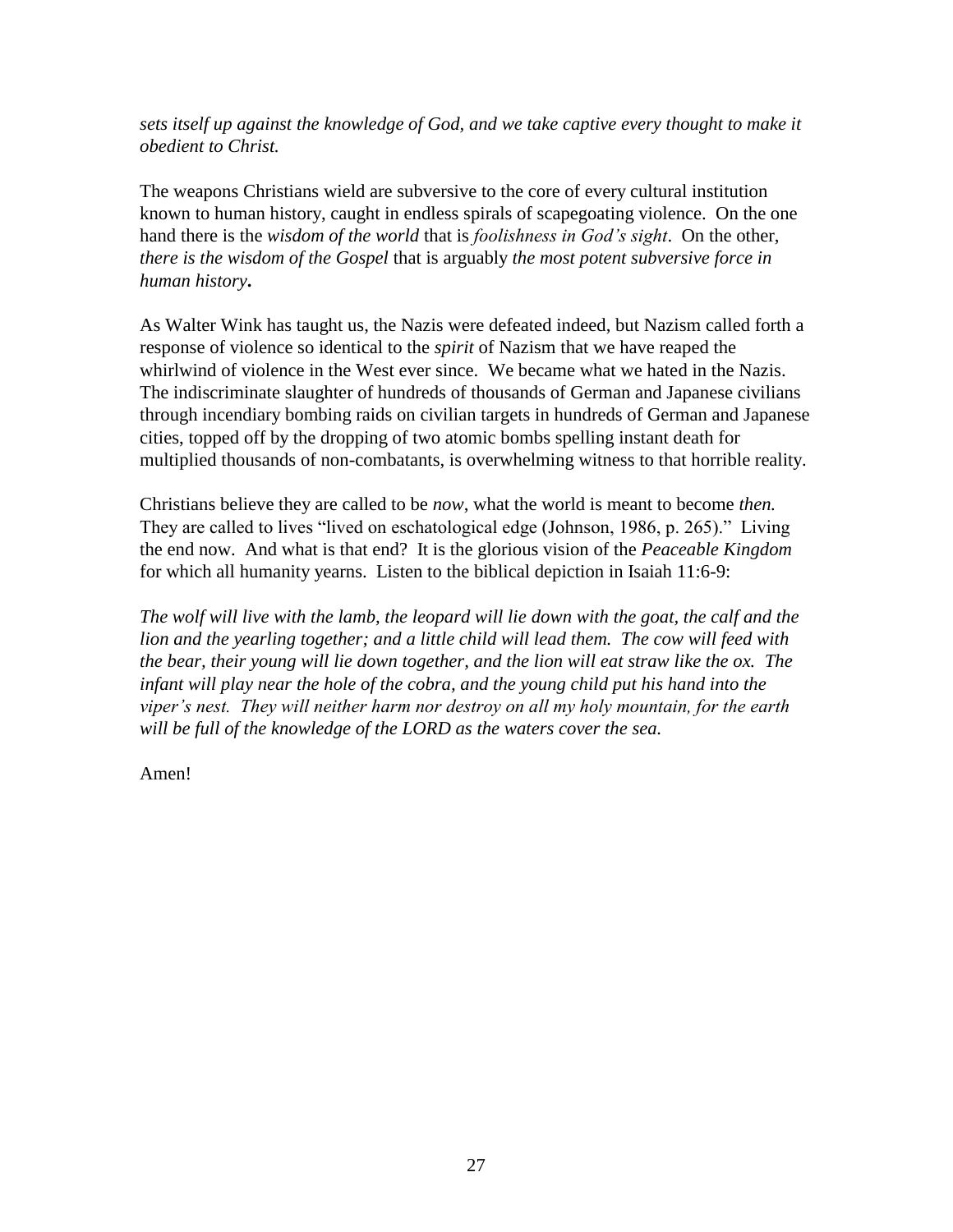*sets itself up against the knowledge of God, and we take captive every thought to make it obedient to Christ.*

The weapons Christians wield are subversive to the core of every cultural institution known to human history, caught in endless spirals of scapegoating violence. On the one hand there is the *wisdom of the world* that is *foolishness in God's sight*. On the other, *there is the wisdom of the Gospel* that is arguably *the most potent subversive force in human history***.**

As Walter Wink has taught us, the Nazis were defeated indeed, but Nazism called forth a response of violence so identical to the *spirit* of Nazism that we have reaped the whirlwind of violence in the West ever since. We became what we hated in the Nazis. The indiscriminate slaughter of hundreds of thousands of German and Japanese civilians through incendiary bombing raids on civilian targets in hundreds of German and Japanese cities, topped off by the dropping of two atomic bombs spelling instant death for multiplied thousands of non-combatants, is overwhelming witness to that horrible reality.

Christians believe they are called to be *now*, what the world is meant to become *then.* They are called to lives "lived on eschatological edge (Johnson, 1986, p. 265)." Living the end now. And what is that end? It is the glorious vision of the *Peaceable Kingdom* for which all humanity yearns. Listen to the biblical depiction in Isaiah 11:6-9:

*The wolf will live with the lamb, the leopard will lie down with the goat, the calf and the lion and the yearling together; and a little child will lead them. The cow will feed with the bear, their young will lie down together, and the lion will eat straw like the ox. The infant will play near the hole of the cobra, and the young child put his hand into the viper's nest. They will neither harm nor destroy on all my holy mountain, for the earth will be full of the knowledge of the LORD as the waters cover the sea.*

Amen!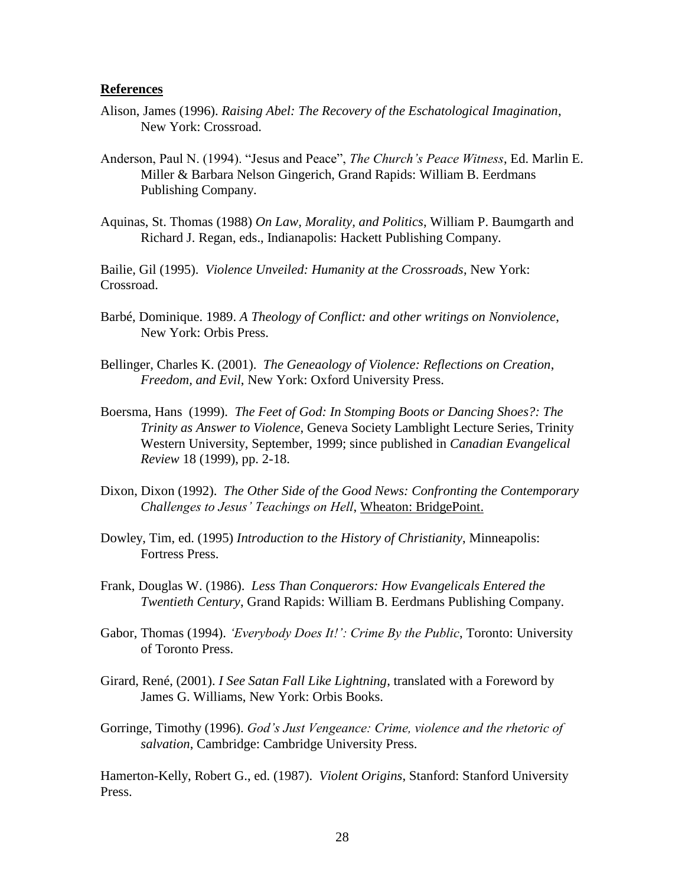## **References**

Alison, James (1996). *Raising Abel: The Recovery of the Eschatological Imagination*, New York: Crossroad.

Anderson, Paul N. (1994). "Jesus and Peace", *The Church's Peace Witness*, Ed. Marlin E. Miller & Barbara Nelson Gingerich, Grand Rapids: William B. Eerdmans Publishing Company.

Aquinas, St. Thomas (1988) *On Law, Morality, and Politics*, William P. Baumgarth and Richard J. Regan, eds., Indianapolis: Hackett Publishing Company.

Bailie, Gil (1995). *Violence Unveiled: Humanity at the Crossroads*, New York: Crossroad.

Barbé, Dominique. 1989. *A Theology of Conflict: and other writings on Nonviolence*, New York: Orbis Press.

Bellinger, Charles K. (2001). *The Geneaology of Violence: Reflections on Creation, Freedom, and Evil*, New York: Oxford University Press.

Boersma, Hans (1999). *The Feet of God: In Stomping Boots or Dancing Shoes?: The Trinity as Answer to Violence*, Geneva Society Lamblight Lecture Series, Trinity Western University, September, 1999; since published in *Canadian Evangelical Review* 18 (1999), pp. 2-18.

Dixon, Dixon (1992). *The Other Side of the Good News: Confronting the Contemporary Challenges to Jesus' Teachings on Hell*, Wheaton: BridgePoint.

Dowley, Tim, ed. (1995) *Introduction to the History of Christianity*, Minneapolis: Fortress Press.

Frank, Douglas W. (1986). *Less Than Conquerors: How Evangelicals Entered the Twentieth Century*, Grand Rapids: William B. Eerdmans Publishing Company.

Gabor, Thomas (1994). *'Everybody Does It!': Crime By the Public*, Toronto: University of Toronto Press.

Girard, René, (2001). *I See Satan Fall Like Lightning*, translated with a Foreword by James G. Williams, New York: Orbis Books.

Gorringe, Timothy (1996). *God's Just Vengeance: Crime, violence and the rhetoric of salvation*, Cambridge: Cambridge University Press.

Hamerton-Kelly, Robert G., ed. (1987). *Violent Origins*, Stanford: Stanford University Press.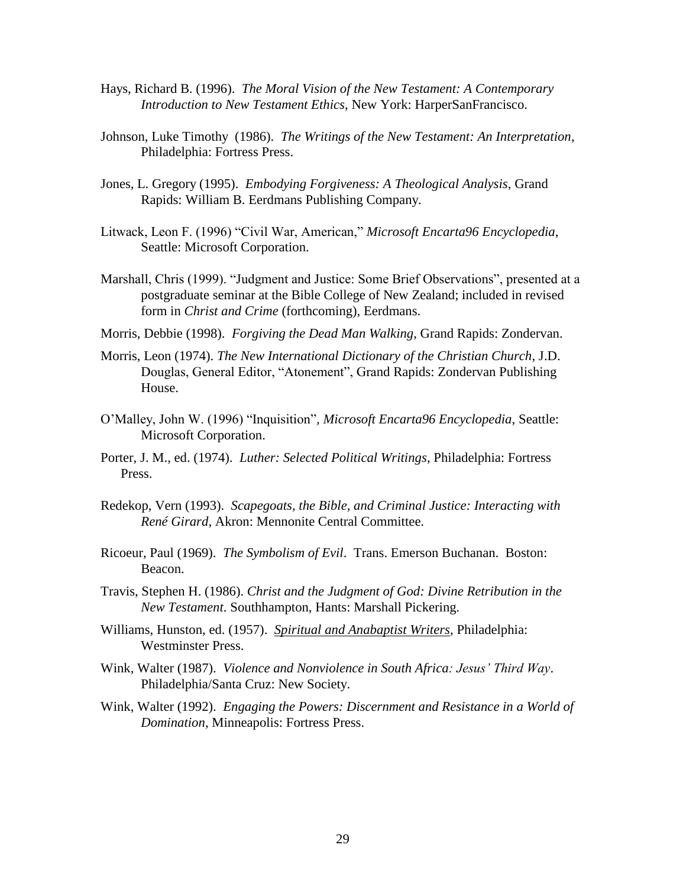Hays, Richard B. (1996). *The Moral Vision of the New Testament: A Contemporary Introduction to New Testament Ethics*, New York: HarperSanFrancisco.

Johnson, Luke Timothy (1986). *The Writings of the New Testament: An Interpretation*, Philadelphia: Fortress Press.

Jones, L. Gregory (1995). *Embodying Forgiveness: A Theological Analysis*, Grand Rapids: William B. Eerdmans Publishing Company.

Litwack, Leon F. (1996) "Civil War, American," *Microsoft Encarta96 Encyclopedia*, Seattle: Microsoft Corporation.

Marshall, Chris (1999). "Judgment and Justice: Some Brief Observations", presented at a postgraduate seminar at the Bible College of New Zealand; included in revised form in *Christ and Crime* (forthcoming), Eerdmans.

Morris, Debbie (1998). *Forgiving the Dead Man Walking*, Grand Rapids: Zondervan.

Morris, Leon (1974). *The New International Dictionary of the Christian Church*, J.D. Douglas, General Editor, "Atonement", Grand Rapids: Zondervan Publishing House.

O'Malley, John W. (1996) "Inquisition", *Microsoft Encarta96 Encyclopedia*, Seattle: Microsoft Corporation.

Porter, J. M., ed. (1974). *Luther: Selected Political Writings*, Philadelphia: Fortress Press.

Redekop, Vern (1993). *Scapegoats, the Bible, and Criminal Justice: Interacting with René Girard*, Akron: Mennonite Central Committee.

Ricoeur, Paul (1969). *The Symbolism of Evil*. Trans. Emerson Buchanan. Boston: Beacon.

Travis, Stephen H. (1986). *Christ and the Judgment of God: Divine Retribution in the New Testament*. Southhampton, Hants: Marshall Pickering.

Williams, Hunston, ed. (1957). Spiritual and Anabaptist Writers, Philadelphia: Westminster Press.

Wink, Walter (1987). *Violence and Nonviolence in South Africa: Jesus' Third Way*. Philadelphia/Santa Cruz: New Society.

Wink, Walter (1992). *Engaging the Powers: Discernment and Resistance in a World of Domination*, Minneapolis: Fortress Press.